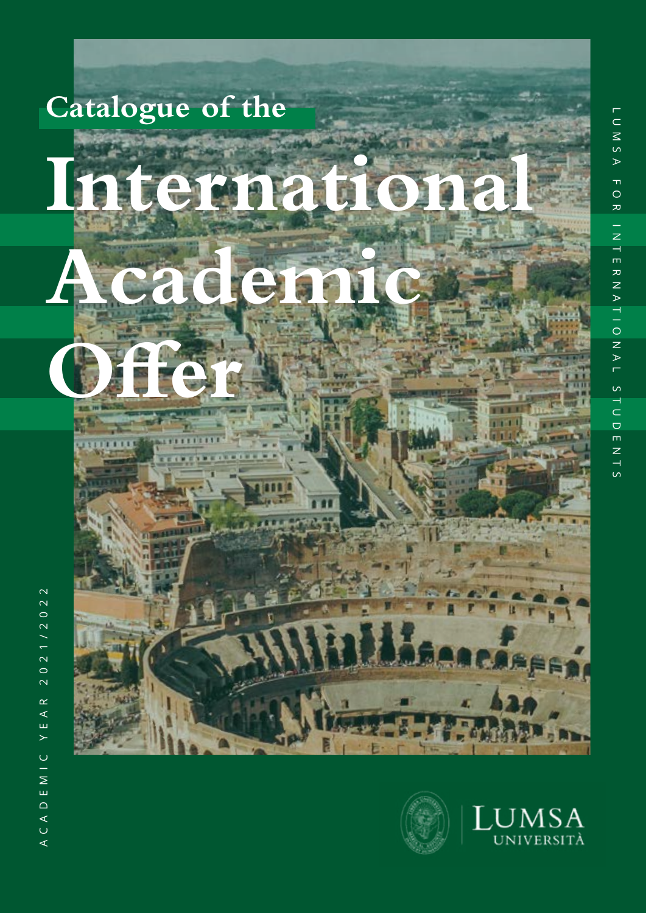# Catalogue of the International Academic Offer

LUMSA FOR INTERNATIONAL STUDENTS

ACADEMIC YEAR 2021/2022

LUMSA UNIVERSITÀ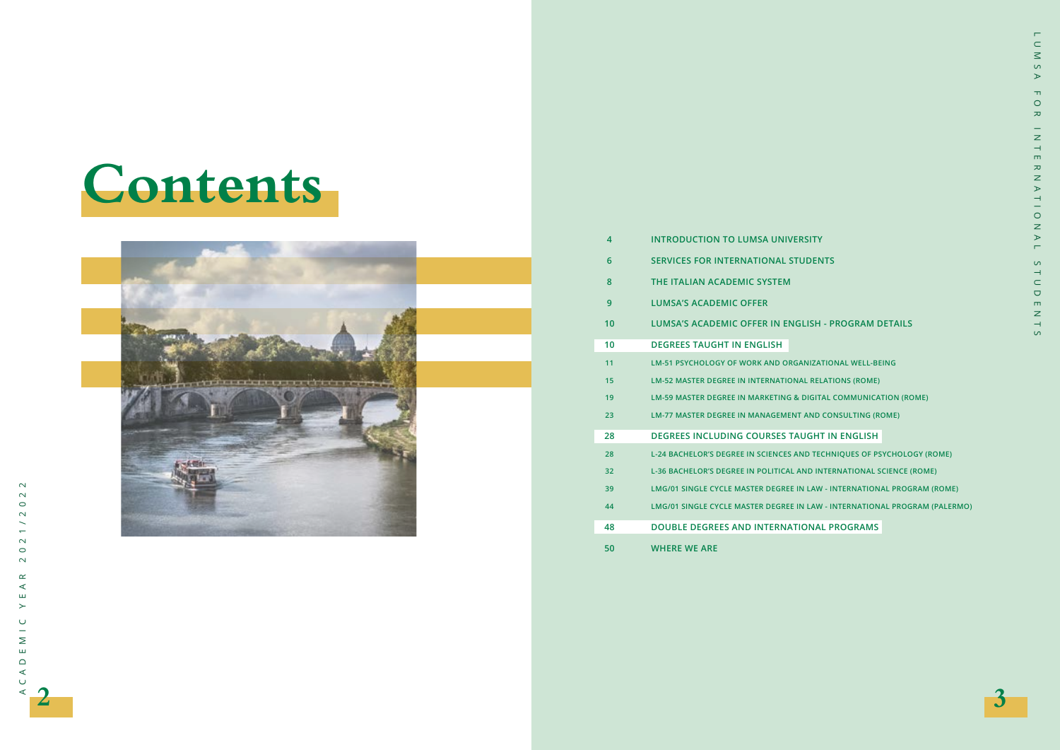# Contents

| | |
|---|---|
| 4 | INTRODUCTION TO LUMSA UNIVERSITY |
| 6 | SERVICES FOR INTERNATIONAL STUDENTS |
| 8 | THE ITALIAN ACADEMIC SYSTEM |
| 9 | LUMSA'S ACADEMIC OFFER |
| 10 | LUMSA'S ACADEMIC OFFER IN ENGLISH - PROGRAM DETAILS |
| 10 | DEGREES TAUGHT IN ENGLISH |
| 11 | LM-51 PSYCHOLOGY OF WORK AND ORGANIZATIONAL WELL-BEING |
| 15 | LM-52 MASTER DEGREE IN INTERNATIONAL RELATIONS (ROME) |
| 19 | LM-59 MASTER DEGREE IN MARKETING & DIGITAL COMMUNICATION (ROME) |
| 23 | LM-77 MASTER DEGREE IN MANAGEMENT AND CONSULTING (ROME) |
| 28 | DEGREES INCLUDING COURSES TAUGHT IN ENGLISH |
| 28 | L-24 BACHELOR'S DEGREE IN SCIENCES AND TECHNIQUES OF PSYCHOLOGY (ROME) |
| 32 | L-36 BACHELOR'S DEGREE IN POLITICAL AND INTERNATIONAL SCIENCE (ROME) |
| 39 | LMG/01 SINGLE CYCLE MASTER DEGREE IN LAW - INTERNATIONAL PROGRAM (ROME) |
| 44 | LMG/01 SINGLE CYCLE MASTER DEGREE IN LAW - INTERNATIONAL PROGRAM (PALERMO) |
| 48 | DOUBLE DEGREES AND INTERNATIONAL PROGRAMS |
| 50 | WHERE WE ARE |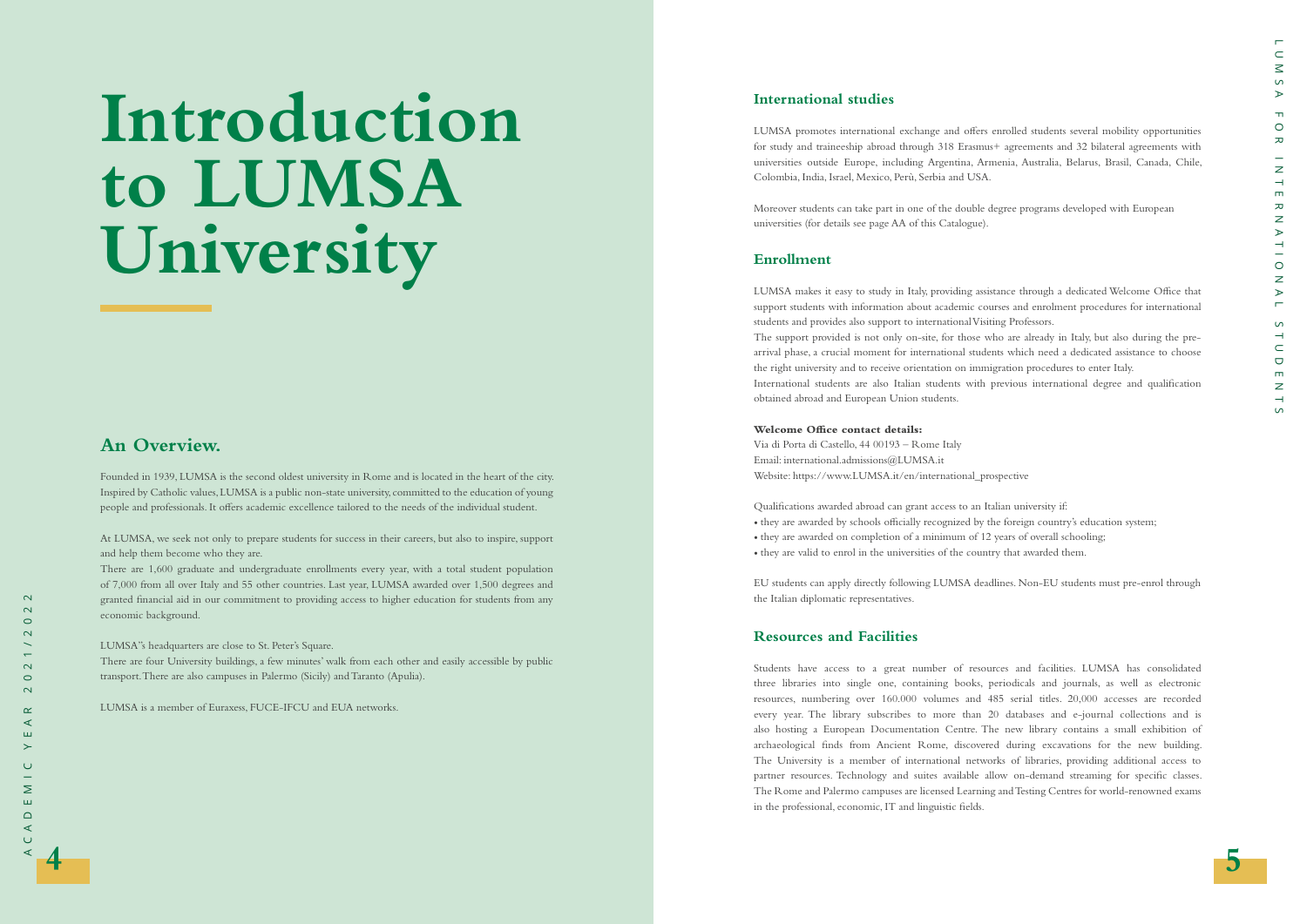# Introduction to LUMSA University

## An Overview.

Founded in 1939, LUMSA is the second oldest university in Rome and is located in the heart of the city. Inspired by Catholic values, LUMSA is a public non-state university, committed to the education of young people and professionals. It offers academic excellence tailored to the needs of the individual student.

At LUMSA, we seek not only to prepare students for success in their careers, but also to inspire, support and help them become who they are.

There are 1,600 graduate and undergraduate enrollments every year, with a total student population of 7,000 from all over Italy and 55 other countries. Last year, LUMSA awarded over 1,500 degrees and granted financial aid in our commitment to providing access to higher education for students from any economic background.

LUMSA's headquarters are close to St. Peter's Square.

There are four University buildings, a few minutes' walk from each other and easily accessible by public transport. There are also campuses in Palermo (Sicily) and Taranto (Apulia).

LUMSA is a member of Euraxess, FUCE-IFCU and EUA networks.

## International studies

LUMSA promotes international exchange and offers enrolled students several mobility opportunities for study and traineeship abroad through 318 Erasmus+ agreements and 32 bilateral agreements with universities outside Europe, including Argentina, Armenia, Australia, Belarus, Brasil, Canada, Chile, Colombia, India, Israel, Mexico, Perù, Serbia and USA.

Moreover students can take part in one of the double degree programs developed with European universities (for details see page AA of this Catalogue).

## Enrollment

LUMSA makes it easy to study in Italy, providing assistance through a dedicated Welcome Office that support students with information about academic courses and enrolment procedures for international students and provides also support to international Visiting Professors.

The support provided is not only on-site, for those who are already in Italy, but also during the pre-arrival phase, a crucial moment for international students which need a dedicated assistance to choose the right university and to receive orientation on immigration procedures to enter Italy.

International students are also Italian students with previous international degree and qualification obtained abroad and European Union students.

**Welcome Office contact details:**
Via di Porta di Castello, 44 00193 – Rome Italy
Email: international.admissions@LUMSA.it
Website: https://www.LUMSA.it/en/international_prospective

Qualifications awarded abroad can grant access to an Italian university if:

- they are awarded by schools officially recognized by the foreign country's education system;
- they are awarded on completion of a minimum of 12 years of overall schooling;
- they are valid to enrol in the universities of the country that awarded them.

EU students can apply directly following LUMSA deadlines. Non-EU students must pre-enrol through the Italian diplomatic representatives.

## Resources and Facilities

Students have access to a great number of resources and facilities. LUMSA has consolidated three libraries into single one, containing books, periodicals and journals, as well as electronic resources, numbering over 160.000 volumes and 485 serial titles. 20,000 accesses are recorded every year. The library subscribes to more than 20 databases and e-journal collections and is also hosting a European Documentation Centre. The new library contains a small exhibition of archaeological finds from Ancient Rome, discovered during excavations for the new building. The University is a member of international networks of libraries, providing additional access to partner resources. Technology and suites available allow on-demand streaming for specific classes. The Rome and Palermo campuses are licensed Learning and Testing Centres for world-renowned exams in the professional, economic, IT and linguistic fields.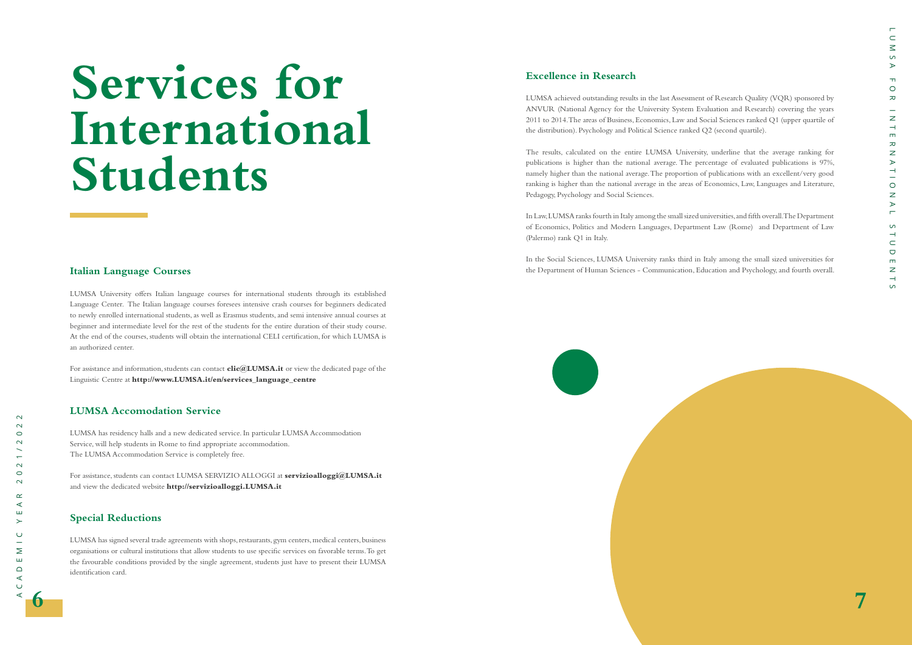# Services for International Students

## Italian Language Courses

LUMSA University offers Italian language courses for international students through its established Language Center. The Italian language courses foresees intensive crash courses for beginners dedicated to newly enrolled international students, as well as Erasmus students, and semi intensive annual courses at beginner and intermediate level for the rest of the students for the entire duration of their study course. At the end of the courses, students will obtain the international CELI certification, for which LUMSA is an authorized center.

For assistance and information, students can contact **clic@LUMSA.it** or view the dedicated page of the Linguistic Centre at **http://www.LUMSA.it/en/services_language_centre**

## LUMSA Accomodation Service

LUMSA has residency halls and a new dedicated service. In particular LUMSA Accommodation Service, will help students in Rome to find appropriate accommodation.
The LUMSA Accommodation Service is completely free.

For assistance, students can contact LUMSA SERVIZIO ALLOGGI at **servizioalloggi@LUMSA.it** and view the dedicated website **http://servizioalloggi.LUMSA.it**

## Special Reductions

LUMSA has signed several trade agreements with shops, restaurants, gym centers, medical centers, business organisations or cultural institutions that allow students to use specific services on favorable terms. To get the favourable conditions provided by the single agreement, students just have to present their LUMSA identification card.

## Excellence in Research

LUMSA achieved outstanding results in the last Assessment of Research Quality (VQR) sponsored by ANVUR (National Agency for the University System Evaluation and Research) covering the years 2011 to 2014. The areas of Business, Economics, Law and Social Sciences ranked Q1 (upper quartile of the distribution). Psychology and Political Science ranked Q2 (second quartile).

The results, calculated on the entire LUMSA University, underline that the average ranking for publications is higher than the national average. The percentage of evaluated publications is 97%, namely higher than the national average. The proportion of publications with an excellent/very good ranking is higher than the national average in the areas of Economics, Law, Languages and Literature, Pedagogy, Psychology and Social Sciences.

In Law, LUMSA ranks fourth in Italy among the small sized universities, and fifth overall. The Department of Economics, Politics and Modern Languages, Department Law (Rome) and Department of Law (Palermo) rank Q1 in Italy.

In the Social Sciences, LUMSA University ranks third in Italy among the small sized universities for the Department of Human Sciences - Communication, Education and Psychology, and fourth overall.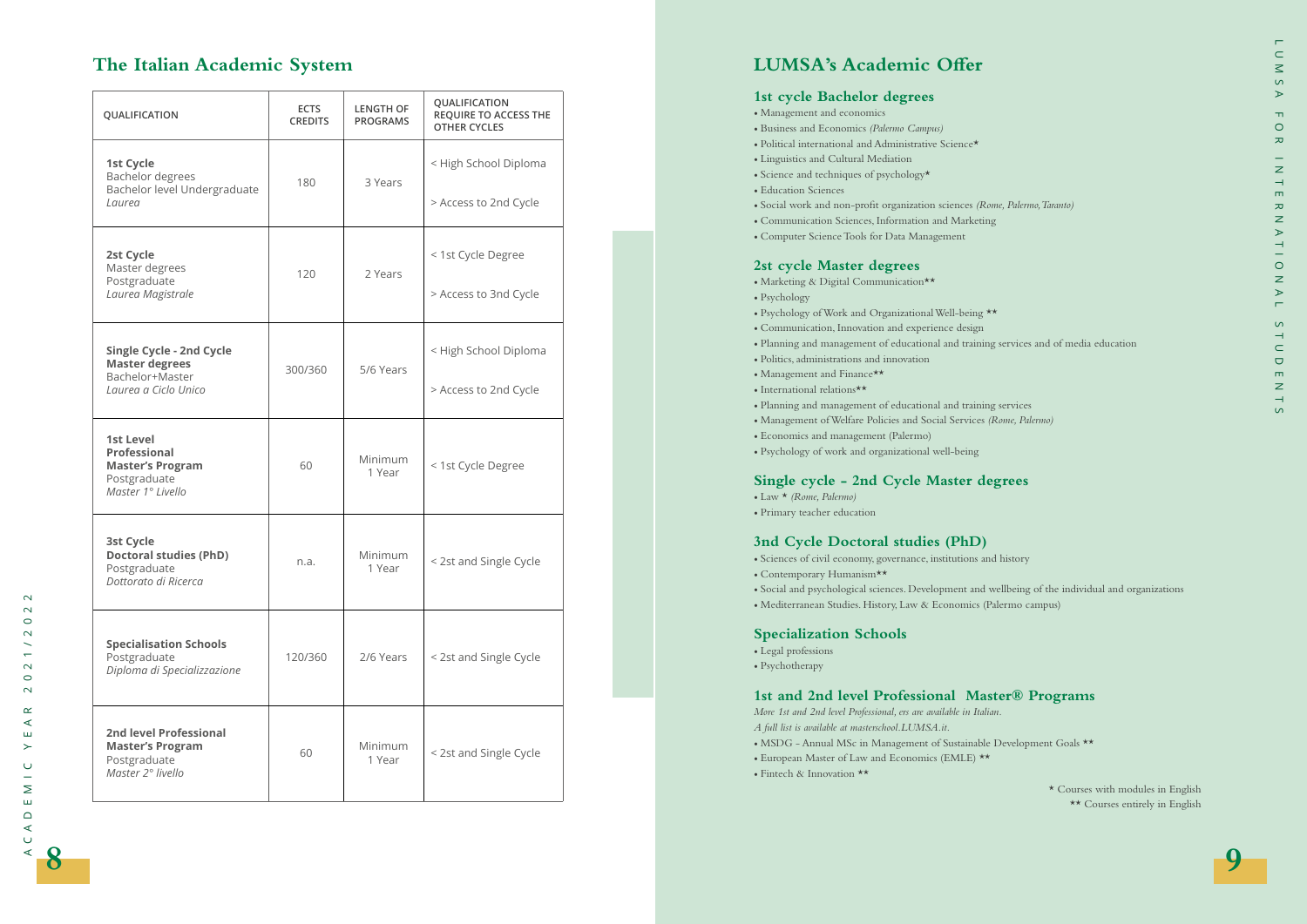## The Italian Academic System

| QUALIFICATION | ECTS CREDITS | LENGTH OF PROGRAMS | QUALIFICATION REQUIRE TO ACCESS THE OTHER CYCLES |
|---|---|---|---|
| **1st Cycle** Bachelor degrees Bachelor level Undergraduate *Laurea* | 180 | 3 Years | < High School Diploma<br>> Access to 2nd Cycle |
| **2st Cycle** Master degrees Postgraduate *Laurea Magistrale* | 120 | 2 Years | < 1st Cycle Degree<br>> Access to 3nd Cycle |
| **Single Cycle - 2nd Cycle Master degrees** Bachelor+Master *Laurea a Ciclo Unico* | 300/360 | 5/6 Years | < High School Diploma<br>> Access to 2nd Cycle |
| **1st Level Professional Master's Program** Postgraduate *Master 1° Livello* | 60 | Minimum 1 Year | < 1st Cycle Degree |
| **3st Cycle Doctoral studies (PhD)** Postgraduate *Dottorato di Ricerca* | n.a. | Minimum 1 Year | < 2st and Single Cycle |
| **Specialisation Schools** Postgraduate *Diploma di Specializzazione* | 120/360 | 2/6 Years | < 2st and Single Cycle |
| **2nd level Professional Master's Program** Postgraduate *Master 2° livello* | 60 | Minimum 1 Year | < 2st and Single Cycle |

## LUMSA's Academic Offer

### 1st cycle Bachelor degrees

- Management and economics
- Business and Economics *(Palermo Campus)*
- Political international and Administrative Science*
- Linguistics and Cultural Mediation
- Science and techniques of psychology*
- Education Sciences
- Social work and non-profit organization sciences *(Rome, Palermo, Taranto)*
- Communication Sciences, Information and Marketing
- Computer Science Tools for Data Management

### 2st cycle Master degrees

- Marketing & Digital Communication**
- Psychology
- Psychology of Work and Organizational Well-being **
- Communication, Innovation and experience design
- Planning and management of educational and training services and of media education
- Politics, administrations and innovation
- Management and Finance**
- International relations**
- Planning and management of educational and training services
- Management of Welfare Policies and Social Services *(Rome, Palermo)*
- Economics and management (Palermo)
- Psychology of work and organizational well-being

### Single cycle - 2nd Cycle Master degrees

- Law * *(Rome, Palermo)*
- Primary teacher education

### 3nd Cycle Doctoral studies (PhD)

- Sciences of civil economy, governance, institutions and history
- Contemporary Humanism**
- Social and psychological sciences. Development and wellbeing of the individual and organizations
- Mediterranean Studies. History, Law & Economics (Palermo campus)

### Specialization Schools

- Legal professions
- Psychotherapy

### 1st and 2nd level Professional Master® Programs

*More 1st and 2nd level Professional, ers are available in Italian.*
*A full list is available at masterschool.LUMSA.it.*

- MSDG - Annual MSc in Management of Sustainable Development Goals **
- European Master of Law and Economics (EMLE) **
- Fintech & Innovation **

* Courses with modules in English
** Courses entirely in English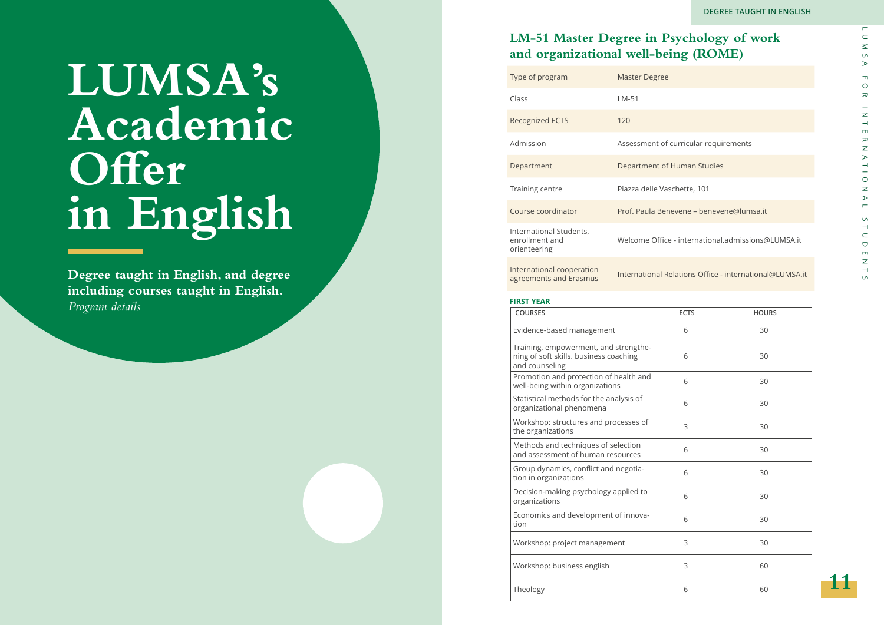# LUMSA's Academic Offer in English

**Degree taught in English, and degree including courses taught in English.**
*Program details*

DEGREE TAUGHT IN ENGLISH

## LM-51 Master Degree in Psychology of work and organizational well-being (ROME)

| | |
|---|---|
| Type of program | Master Degree |
| Class | LM-51 |
| Recognized ECTS | 120 |
| Admission | Assessment of curricular requirements |
| Department | Department of Human Studies |
| Training centre | Piazza delle Vaschette, 101 |
| Course coordinator | Prof. Paula Benevene – benevene@lumsa.it |
| International Students, enrollment and orienteering | Welcome Office - international.admissions@LUMSA.it |
| International cooperation agreements and Erasmus | International Relations Office - international@LUMSA.it |

**FIRST YEAR**

| COURSES | ECTS | HOURS |
|---|---|---|
| Evidence-based management | 6 | 30 |
| Training, empowerment, and strengthening of soft skills. business coaching and counseling | 6 | 30 |
| Promotion and protection of health and well-being within organizations | 6 | 30 |
| Statistical methods for the analysis of organizational phenomena | 6 | 30 |
| Workshop: structures and processes of the organizations | 3 | 30 |
| Methods and techniques of selection and assessment of human resources | 6 | 30 |
| Group dynamics, conflict and negotiation in organizations | 6 | 30 |
| Decision-making psychology applied to organizations | 6 | 30 |
| Economics and development of innovation | 6 | 30 |
| Workshop: project management | 3 | 30 |
| Workshop: business english | 3 | 60 |
| Theology | 6 | 60 |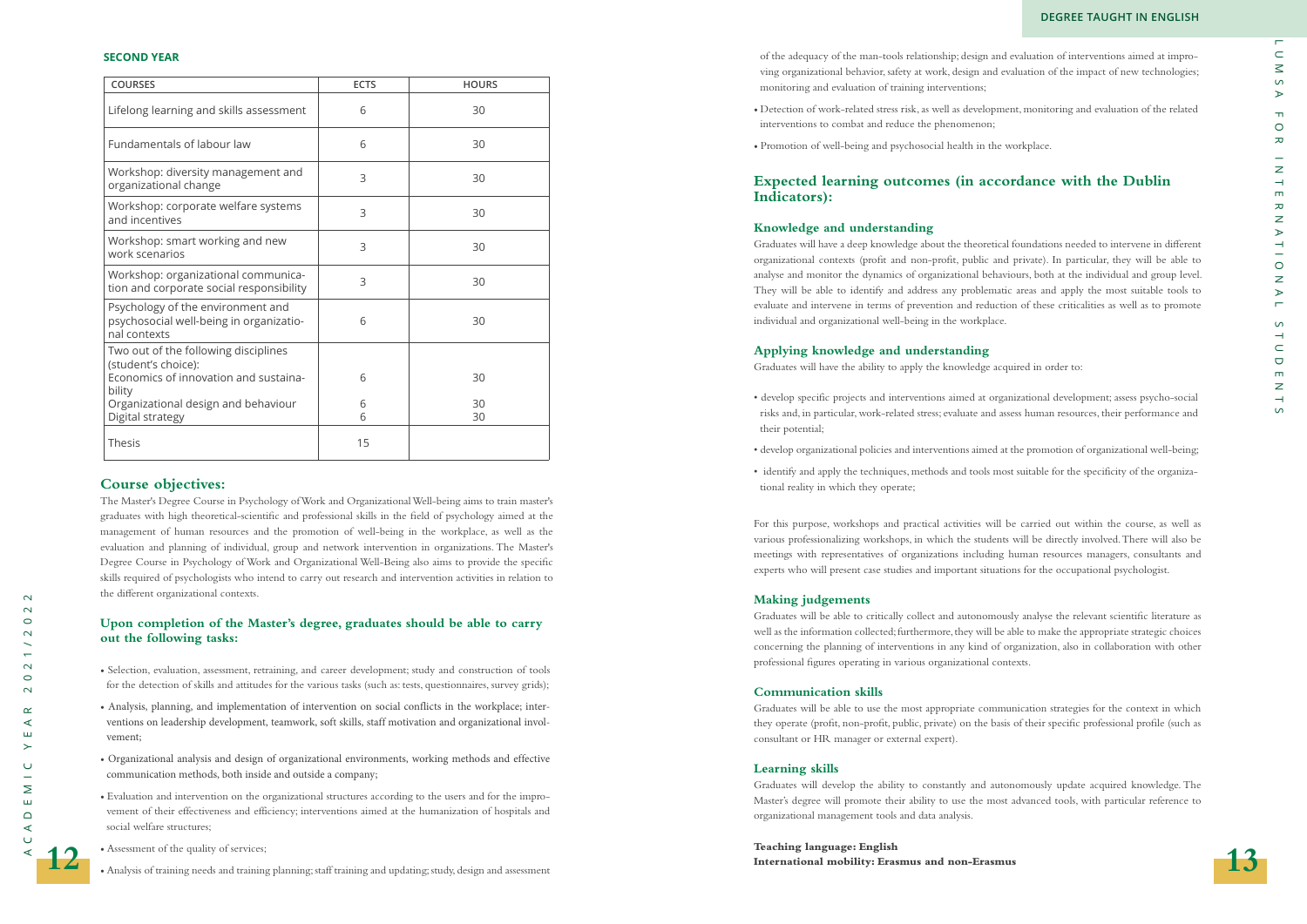### SECOND YEAR

| COURSES | ECTS | HOURS |
|---|---|---|
| Lifelong learning and skills assessment | 6 | 30 |
| Fundamentals of labour law | 6 | 30 |
| Workshop: diversity management and organizational change | 3 | 30 |
| Workshop: corporate welfare systems and incentives | 3 | 30 |
| Workshop: smart working and new work scenarios | 3 | 30 |
| Workshop: organizational communication and corporate social responsibility | 3 | 30 |
| Psychology of the environment and psychosocial well-being in organizational contexts | 6 | 30 |
| Two out of the following disciplines (student's choice): | | |
| Economics of innovation and sustainability | 6 | 30 |
| Organizational design and behaviour | 6 | 30 |
| Digital strategy | 6 | 30 |
| Thesis | 15 | |

## Course objectives:

The Master's Degree Course in Psychology of Work and Organizational Well-being aims to train master's graduates with high theoretical-scientific and professional skills in the field of psychology aimed at the management of human resources and the promotion of well-being in the workplace, as well as the evaluation and planning of individual, group and network intervention in organizations. The Master's Degree Course in Psychology of Work and Organizational Well-Being also aims to provide the specific skills required of psychologists who intend to carry out research and intervention activities in relation to the different organizational contexts.

### Upon completion of the Master's degree, graduates should be able to carry out the following tasks:

- Selection, evaluation, assessment, retraining, and career development; study and construction of tools for the detection of skills and attitudes for the various tasks (such as: tests, questionnaires, survey grids);
- Analysis, planning, and implementation of intervention on social conflicts in the workplace; interventions on leadership development, teamwork, soft skills, staff motivation and organizational involvement;
- Organizational analysis and design of organizational environments, working methods and effective communication methods, both inside and outside a company;
- Evaluation and intervention on the organizational structures according to the users and for the improvement of their effectiveness and efficiency; interventions aimed at the humanization of hospitals and social welfare structures;
- Assessment of the quality of services;
- Analysis of training needs and training planning; staff training and updating; study, design and assessment of the adequacy of the man-tools relationship; design and evaluation of interventions aimed at improving organizational behavior, safety at work, design and evaluation of the impact of new technologies; monitoring and evaluation of training interventions;
- Detection of work-related stress risk, as well as development, monitoring and evaluation of the related interventions to combat and reduce the phenomenon;
- Promotion of well-being and psychosocial health in the workplace.

## Expected learning outcomes (in accordance with the Dublin Indicators):

### Knowledge and understanding

Graduates will have a deep knowledge about the theoretical foundations needed to intervene in different organizational contexts (profit and non-profit, public and private). In particular, they will be able to analyse and monitor the dynamics of organizational behaviours, both at the individual and group level. They will be able to identify and address any problematic areas and apply the most suitable tools to evaluate and intervene in terms of prevention and reduction of these criticalities as well as to promote individual and organizational well-being in the workplace.

### Applying knowledge and understanding

Graduates will have the ability to apply the knowledge acquired in order to:

- develop specific projects and interventions aimed at organizational development; assess psycho-social risks and, in particular, work-related stress; evaluate and assess human resources, their performance and their potential;
- develop organizational policies and interventions aimed at the promotion of organizational well-being;
- identify and apply the techniques, methods and tools most suitable for the specificity of the organizational reality in which they operate;

For this purpose, workshops and practical activities will be carried out within the course, as well as various professionalizing workshops, in which the students will be directly involved. There will also be meetings with representatives of organizations including human resources managers, consultants and experts who will present case studies and important situations for the occupational psychologist.

### Making judgements

Graduates will be able to critically collect and autonomously analyse the relevant scientific literature as well as the information collected; furthermore, they will be able to make the appropriate strategic choices concerning the planning of interventions in any kind of organization, also in collaboration with other professional figures operating in various organizational contexts.

### Communication skills

Graduates will be able to use the most appropriate communication strategies for the context in which they operate (profit, non-profit, public, private) on the basis of their specific professional profile (such as consultant or HR manager or external expert).

### Learning skills

Graduates will develop the ability to constantly and autonomously update acquired knowledge. The Master's degree will promote their ability to use the most advanced tools, with particular reference to organizational management tools and data analysis.

**Teaching language: English**
**International mobility: Erasmus and non-Erasmus**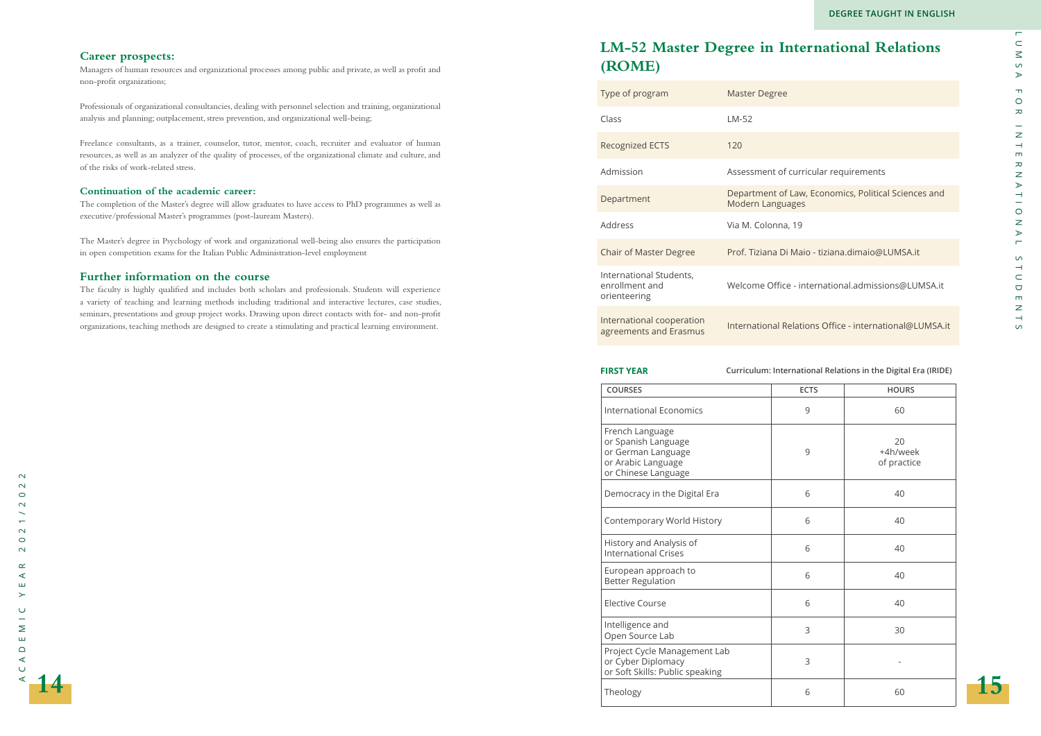### Career prospects:

Managers of human resources and organizational processes among public and private, as well as profit and non-profit organizations;

Professionals of organizational consultancies, dealing with personnel selection and training, organizational analysis and planning; outplacement, stress prevention, and organizational well-being;

Freelance consultants, as a trainer, counselor, tutor, mentor, coach, recruiter and evaluator of human resources, as well as an analyzer of the quality of processes, of the organizational climate and culture, and of the risks of work-related stress.

### Continuation of the academic career:

The completion of the Master's degree will allow graduates to have access to PhD programmes as well as executive/professional Master's programmes (post-lauream Masters).

The Master's degree in Psychology of work and organizational well-being also ensures the participation in open competition exams for the Italian Public Administration-level employment

### Further information on the course

The faculty is highly qualified and includes both scholars and professionals. Students will experience a variety of teaching and learning methods including traditional and interactive lectures, case studies, seminars, presentations and group project works. Drawing upon direct contacts with for- and non-profit organizations, teaching methods are designed to create a stimulating and practical learning environment.

DEGREE TAUGHT IN ENGLISH

## LM-52 Master Degree in International Relations (ROME)

| | |
|---|---|
| Type of program | Master Degree |
| Class | LM-52 |
| Recognized ECTS | 120 |
| Admission | Assessment of curricular requirements |
| Department | Department of Law, Economics, Political Sciences and Modern Languages |
| Address | Via M. Colonna, 19 |
| Chair of Master Degree | Prof. Tiziana Di Maio - tiziana.dimaio@LUMSA.it |
| International Students, enrollment and orienteering | Welcome Office - international.admissions@LUMSA.it |
| International cooperation agreements and Erasmus | International Relations Office - international@LUMSA.it |

**FIRST YEAR** Curriculum: International Relations in the Digital Era (IRIDE)

| COURSES | ECTS | HOURS |
|---|---|---|
| International Economics | 9 | 60 |
| French Language or Spanish Language or German Language or Arabic Language or Chinese Language | 9 | 20 +4h/week of practice |
| Democracy in the Digital Era | 6 | 40 |
| Contemporary World History | 6 | 40 |
| History and Analysis of International Crises | 6 | 40 |
| European approach to Better Regulation | 6 | 40 |
| Elective Course | 6 | 40 |
| Intelligence and Open Source Lab | 3 | 30 |
| Project Cycle Management Lab or Cyber Diplomacy or Soft Skills: Public speaking | 3 | - |
| Theology | 6 | 60 |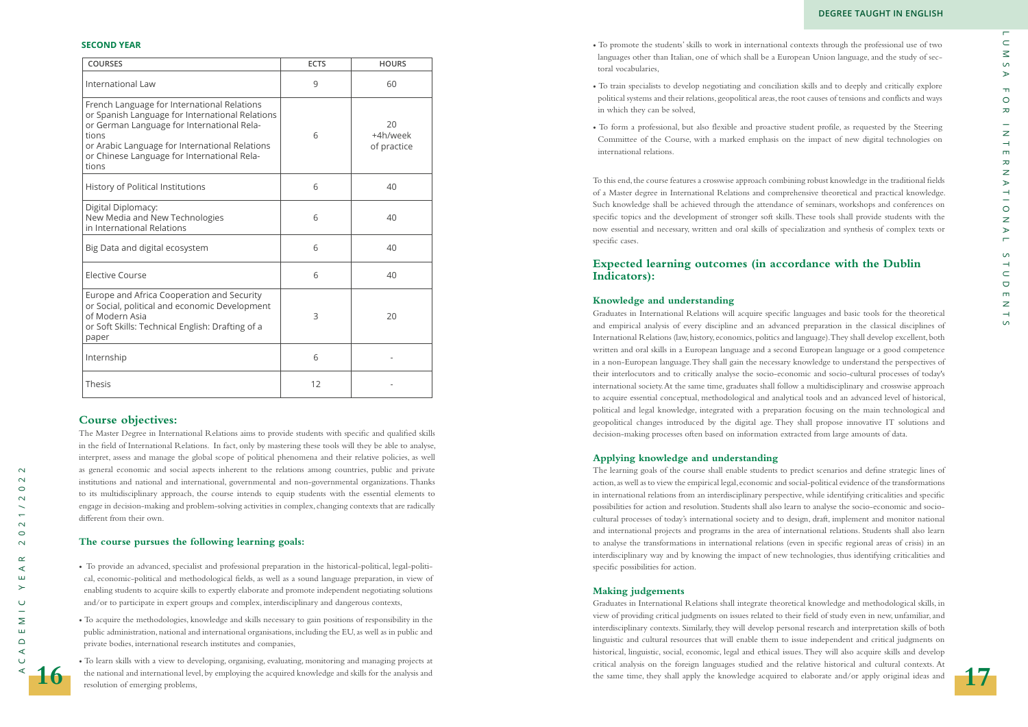**SECOND YEAR**

| COURSES | ECTS | HOURS |
|---|---|---|
| International Law | 9 | 60 |
| French Language for International Relations or Spanish Language for International Relations or German Language for International Relations or Arabic Language for International Relations or Chinese Language for International Relations | 6 | 20 +4h/week of practice |
| History of Political Institutions | 6 | 40 |
| Digital Diplomacy: New Media and New Technologies in International Relations | 6 | 40 |
| Big Data and digital ecosystem | 6 | 40 |
| Elective Course | 6 | 40 |
| Europe and Africa Cooperation and Security or Social, political and economic Development of Modern Asia or Soft Skills: Technical English: Drafting of a paper | 3 | 20 |
| Internship | 6 | - |
| Thesis | 12 | - |

## Course objectives:

The Master Degree in International Relations aims to provide students with specific and qualified skills in the field of International Relations. In fact, only by mastering these tools will they be able to analyse, interpret, assess and manage the global scope of political phenomena and their relative policies, as well as general economic and social aspects inherent to the relations among countries, public and private institutions and national and international, governmental and non-governmental organizations. Thanks to its multidisciplinary approach, the course intends to equip students with the essential elements to engage in decision-making and problem-solving activities in complex, changing contexts that are radically different from their own.

### The course pursues the following learning goals:

- To provide an advanced, specialist and professional preparation in the historical-political, legal-political, economic-political and methodological fields, as well as a sound language preparation, in view of enabling students to acquire skills to expertly elaborate and promote independent negotiating solutions and/or to participate in expert groups and complex, interdisciplinary and dangerous contexts,
- To acquire the methodologies, knowledge and skills necessary to gain positions of responsibility in the public administration, national and international organisations, including the EU, as well as in public and private bodies, international research institutes and companies,
- To learn skills with a view to developing, organising, evaluating, monitoring and managing projects at the national and international level, by employing the acquired knowledge and skills for the analysis and resolution of emerging problems,
- To promote the students' skills to work in international contexts through the professional use of two languages other than Italian, one of which shall be a European Union language, and the study of sectoral vocabularies,
- To train specialists to develop negotiating and conciliation skills and to deeply and critically explore political systems and their relations, geopolitical areas, the root causes of tensions and conflicts and ways in which they can be solved,
- To form a professional, but also flexible and proactive student profile, as requested by the Steering Committee of the Course, with a marked emphasis on the impact of new digital technologies on international relations.

To this end, the course features a crosswise approach combining robust knowledge in the traditional fields of a Master degree in International Relations and comprehensive theoretical and practical knowledge. Such knowledge shall be achieved through the attendance of seminars, workshops and conferences on specific topics and the development of stronger soft skills. These tools shall provide students with the now essential and necessary, written and oral skills of specialization and synthesis of complex texts or specific cases.

## Expected learning outcomes (in accordance with the Dublin Indicators):

### Knowledge and understanding

Graduates in International Relations will acquire specific languages and basic tools for the theoretical and empirical analysis of every discipline and an advanced preparation in the classical disciplines of International Relations (law, history, economics, politics and language). They shall develop excellent, both written and oral skills in a European language and a second European language or a good competence in a non-European language. They shall gain the necessary knowledge to understand the perspectives of their interlocutors and to critically analyse the socio-economic and socio-cultural processes of today's international society. At the same time, graduates shall follow a multidisciplinary and crosswise approach to acquire essential conceptual, methodological and analytical tools and an advanced level of historical, political and legal knowledge, integrated with a preparation focusing on the main technological and geopolitical changes introduced by the digital age. They shall propose innovative IT solutions and decision-making processes often based on information extracted from large amounts of data.

### Applying knowledge and understanding

The learning goals of the course shall enable students to predict scenarios and define strategic lines of action, as well as to view the empirical legal, economic and social-political evidence of the transformations in international relations from an interdisciplinary perspective, while identifying criticalities and specific possibilities for action and resolution. Students shall also learn to analyse the socio-economic and socio-cultural processes of today's international society and to design, draft, implement and monitor national and international projects and programs in the area of international relations. Students shall also learn to analyse the transformations in international relations (even in specific regional areas of crisis) in an interdisciplinary way and by knowing the impact of new technologies, thus identifying criticalities and specific possibilities for action.

### Making judgements

Graduates in International Relations shall integrate theoretical knowledge and methodological skills, in view of providing critical judgments on issues related to their field of study even in new, unfamiliar, and interdisciplinary contexts. Similarly, they will develop personal research and interpretation skills of both linguistic and cultural resources that will enable them to issue independent and critical judgments on historical, linguistic, social, economic, legal and ethical issues. They will also acquire skills and develop critical analysis on the foreign languages studied and the relative historical and cultural contexts. At the same time, they shall apply the knowledge acquired to elaborate and/or apply original ideas and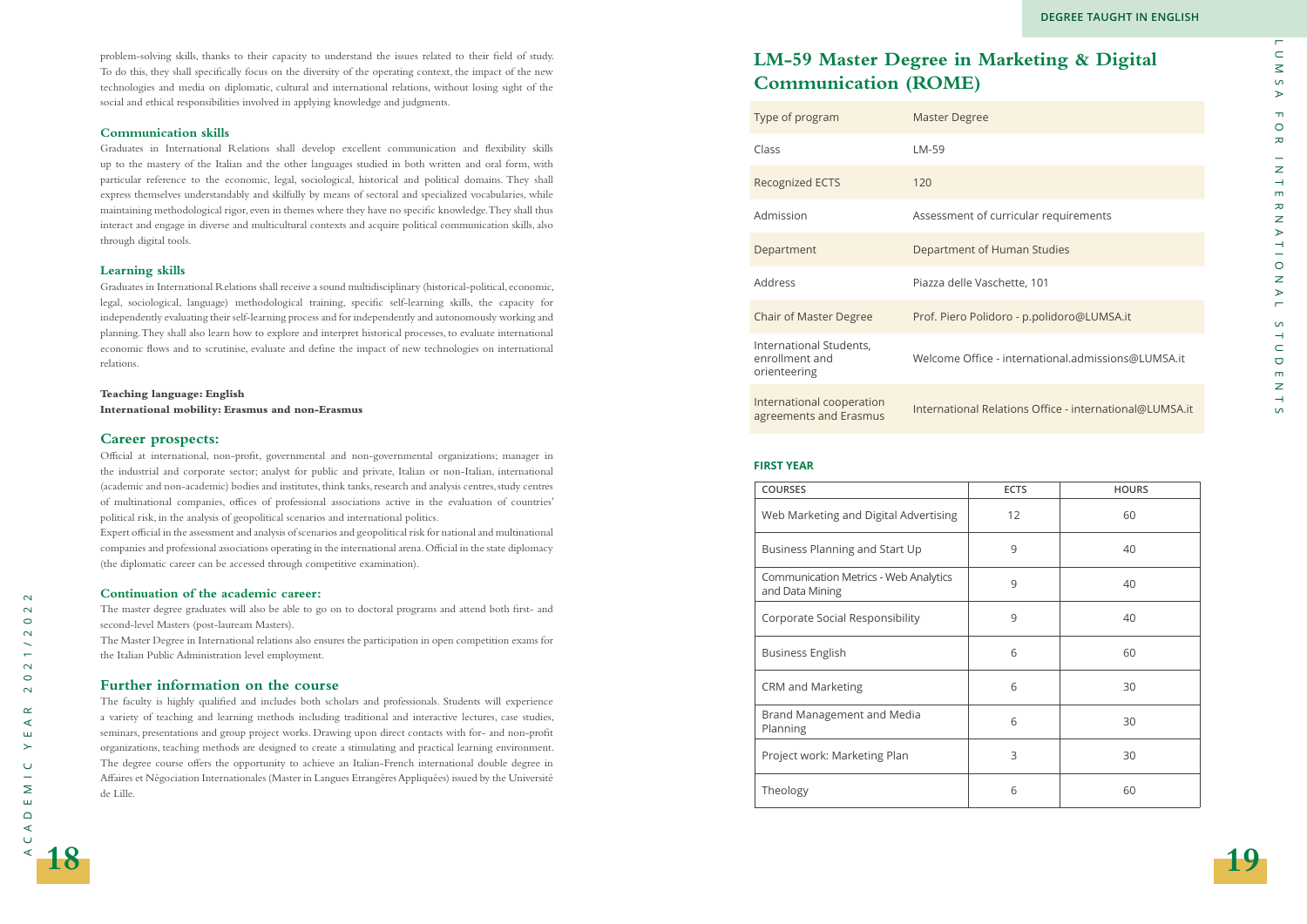problem-solving skills, thanks to their capacity to understand the issues related to their field of study. To do this, they shall specifically focus on the diversity of the operating context, the impact of the new technologies and media on diplomatic, cultural and international relations, without losing sight of the social and ethical responsibilities involved in applying knowledge and judgments.

### Communication skills

Graduates in International Relations shall develop excellent communication and flexibility skills up to the mastery of the Italian and the other languages studied in both written and oral form, with particular reference to the economic, legal, sociological, historical and political domains. They shall express themselves understandably and skilfully by means of sectoral and specialized vocabularies, while maintaining methodological rigor, even in themes where they have no specific knowledge. They shall thus interact and engage in diverse and multicultural contexts and acquire political communication skills, also through digital tools.

### Learning skills

Graduates in International Relations shall receive a sound multidisciplinary (historical-political, economic, legal, sociological, language) methodological training, specific self-learning skills, the capacity for independently evaluating their self-learning process and for independently and autonomously working and planning. They shall also learn how to explore and interpret historical processes, to evaluate international economic flows and to scrutinise, evaluate and define the impact of new technologies on international relations.

**Teaching language: English**
**International mobility: Erasmus and non-Erasmus**

## Career prospects:

Official at international, non-profit, governmental and non-governmental organizations; manager in the industrial and corporate sector; analyst for public and private, Italian or non-Italian, international (academic and non-academic) bodies and institutes, think tanks, research and analysis centres, study centres of multinational companies, offices of professional associations active in the evaluation of countries' political risk, in the analysis of geopolitical scenarios and international politics.
Expert official in the assessment and analysis of scenarios and geopolitical risk for national and multinational companies and professional associations operating in the international arena. Official in the state diplomacy (the diplomatic career can be accessed through competitive examination).

### Continuation of the academic career:

The master degree graduates will also be able to go on to doctoral programs and attend both first- and second-level Masters (post-lauream Masters).
The Master Degree in International relations also ensures the participation in open competition exams for the Italian Public Administration level employment.

## Further information on the course

The faculty is highly qualified and includes both scholars and professionals. Students will experience a variety of teaching and learning methods including traditional and interactive lectures, case studies, seminars, presentations and group project works. Drawing upon direct contacts with for- and non-profit organizations, teaching methods are designed to create a stimulating and practical learning environment. The degree course offers the opportunity to achieve an Italian-French international double degree in Affaires et Négociation Internationales (Master in Langues Etrangères Appliquées) issued by the Université de Lille.

DEGREE TAUGHT IN ENGLISH

# LM-59 Master Degree in Marketing & Digital Communication (ROME)

| | |
|---|---|
| Type of program | Master Degree |
| Class | LM-59 |
| Recognized ECTS | 120 |
| Admission | Assessment of curricular requirements |
| Department | Department of Human Studies |
| Address | Piazza delle Vaschette, 101 |
| Chair of Master Degree | Prof. Piero Polidoro - p.polidoro@LUMSA.it |
| International Students, enrollment and orienteering | Welcome Office - international.admissions@LUMSA.it |
| International cooperation agreements and Erasmus | International Relations Office - international@LUMSA.it |

**FIRST YEAR**

| COURSES | ECTS | HOURS |
|---|---|---|
| Web Marketing and Digital Advertising | 12 | 60 |
| Business Planning and Start Up | 9 | 40 |
| Communication Metrics - Web Analytics and Data Mining | 9 | 40 |
| Corporate Social Responsibility | 9 | 40 |
| Business English | 6 | 60 |
| CRM and Marketing | 6 | 30 |
| Brand Management and Media Planning | 6 | 30 |
| Project work: Marketing Plan | 3 | 30 |
| Theology | 6 | 60 |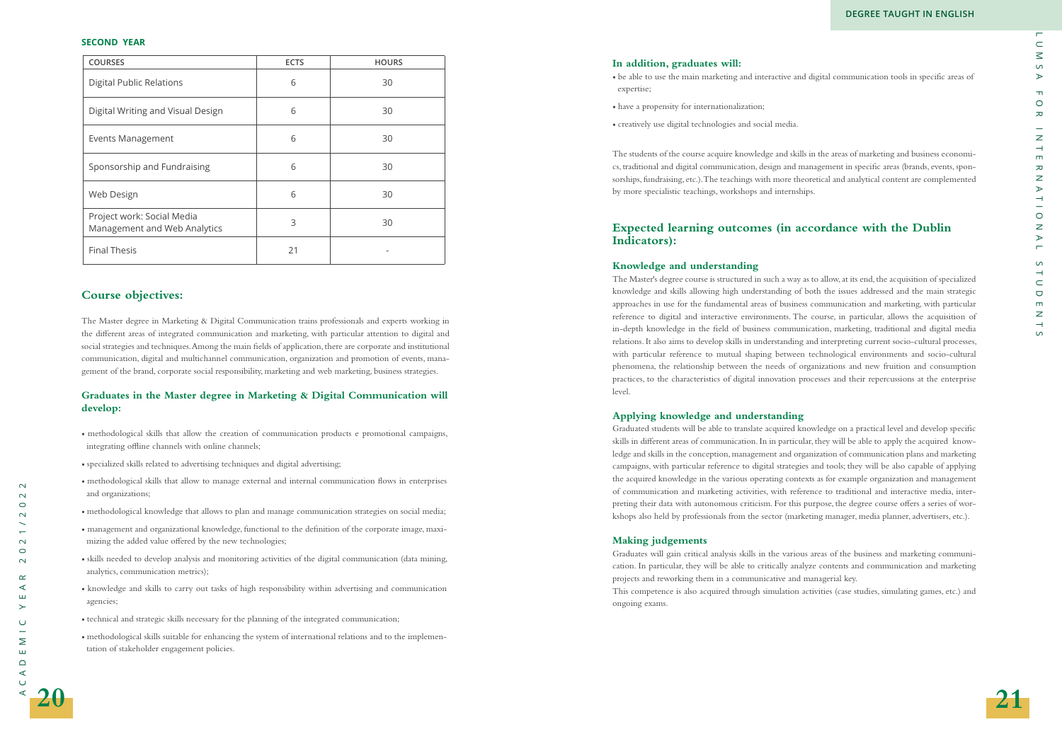**SECOND YEAR**

| COURSES | ECTS | HOURS |
|---|---|---|
| Digital Public Relations | 6 | 30 |
| Digital Writing and Visual Design | 6 | 30 |
| Events Management | 6 | 30 |
| Sponsorship and Fundraising | 6 | 30 |
| Web Design | 6 | 30 |
| Project work: Social Media Management and Web Analytics | 3 | 30 |
| Final Thesis | 21 | - |

## Course objectives:

The Master degree in Marketing & Digital Communication trains professionals and experts working in the different areas of integrated communication and marketing, with particular attention to digital and social strategies and techniques. Among the main fields of application, there are corporate and institutional communication, digital and multichannel communication, organization and promotion of events, management of the brand, corporate social responsibility, marketing and web marketing, business strategies.

### Graduates in the Master degree in Marketing & Digital Communication will develop:

- methodological skills that allow the creation of communication products e promotional campaigns, integrating offline channels with online channels;
- specialized skills related to advertising techniques and digital advertising;
- methodological skills that allow to manage external and internal communication flows in enterprises and organizations;
- methodological knowledge that allows to plan and manage communication strategies on social media;
- management and organizational knowledge, functional to the definition of the corporate image, maximizing the added value offered by the new technologies;
- skills needed to develop analysis and monitoring activities of the digital communication (data mining, analytics, communication metrics);
- knowledge and skills to carry out tasks of high responsibility within advertising and communication agencies;
- technical and strategic skills necessary for the planning of the integrated communication;
- methodological skills suitable for enhancing the system of international relations and to the implementation of stakeholder engagement policies.

### In addition, graduates will:

- be able to use the main marketing and interactive and digital communication tools in specific areas of expertise;
- have a propensity for internationalization;
- creatively use digital technologies and social media.

The students of the course acquire knowledge and skills in the areas of marketing and business economics, traditional and digital communication, design and management in specific areas (brands, events, sponsorships, fundraising, etc.). The teachings with more theoretical and analytical content are complemented by more specialistic teachings, workshops and internships.

## Expected learning outcomes (in accordance with the Dublin Indicators):

### Knowledge and understanding

The Master's degree course is structured in such a way as to allow, at its end, the acquisition of specialized knowledge and skills allowing high understanding of both the issues addressed and the main strategic approaches in use for the fundamental areas of business communication and marketing, with particular reference to digital and interactive environments. The course, in particular, allows the acquisition of in-depth knowledge in the field of business communication, marketing, traditional and digital media relations. It also aims to develop skills in understanding and interpreting current socio-cultural processes, with particular reference to mutual shaping between technological environments and socio-cultural phenomena, the relationship between the needs of organizations and new fruition and consumption practices, to the characteristics of digital innovation processes and their repercussions at the enterprise level.

### Applying knowledge and understanding

Graduated students will be able to translate acquired knowledge on a practical level and develop specific skills in different areas of communication. In in particular, they will be able to apply the acquired knowledge and skills in the conception, management and organization of communication plans and marketing campaigns, with particular reference to digital strategies and tools; they will be also capable of applying the acquired knowledge in the various operating contexts as for example organization and management of communication and marketing activities, with reference to traditional and interactive media, interpreting their data with autonomous criticism. For this purpose, the degree course offers a series of workshops also held by professionals from the sector (marketing manager, media planner, advertisers, etc.).

### Making judgements

Graduates will gain critical analysis skills in the various areas of the business and marketing communication. In particular, they will be able to critically analyze contents and communication and marketing projects and reworking them in a communicative and managerial key.
This competence is also acquired through simulation activities (case studies, simulating games, etc.) and ongoing exams.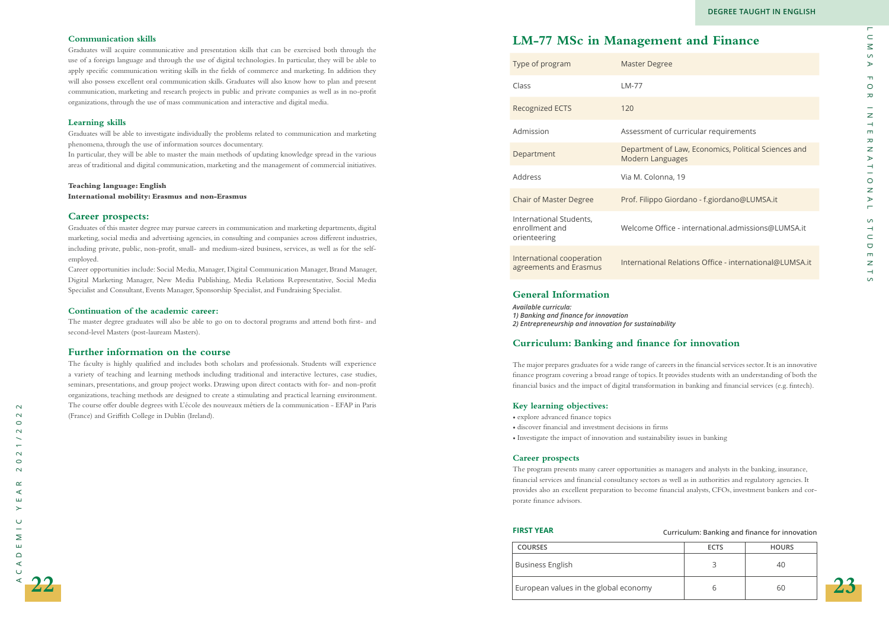### Communication skills

Graduates will acquire communicative and presentation skills that can be exercised both through the use of a foreign language and through the use of digital technologies. In particular, they will be able to apply specific communication writing skills in the fields of commerce and marketing. In addition they will also possess excellent oral communication skills. Graduates will also know how to plan and present communication, marketing and research projects in public and private companies as well as in no-profit organizations, through the use of mass communication and interactive and digital media.

### Learning skills

Graduates will be able to investigate individually the problems related to communication and marketing phenomena, through the use of information sources documentary.

In particular, they will be able to master the main methods of updating knowledge spread in the various areas of traditional and digital communication, marketing and the management of commercial initiatives.

**Teaching language: English**
**International mobility: Erasmus and non-Erasmus**

## Career prospects:

Graduates of this master degree may pursue careers in communication and marketing departments, digital marketing, social media and advertising agencies, in consulting and companies across different industries, including private, public, non-profit, small- and medium-sized business, services, as well as for the self-employed.

Career opportunities include: Social Media, Manager, Digital Communication Manager, Brand Manager, Digital Marketing Manager, New Media Publishing, Media Relations Representative, Social Media Specialist and Consultant, Events Manager, Sponsorship Specialist, and Fundraising Specialist.

### Continuation of the academic career:

The master degree graduates will also be able to go on to doctoral programs and attend both first- and second-level Masters (post-lauream Masters).

## Further information on the course

The faculty is highly qualified and includes both scholars and professionals. Students will experience a variety of teaching and learning methods including traditional and interactive lectures, case studies, seminars, presentations, and group project works. Drawing upon direct contacts with for- and non-profit organizations, teaching methods are designed to create a stimulating and practical learning environment. The course offer double degrees with L'école des nouveaux métiers de la communication - EFAP in Paris (France) and Griffith College in Dublin (Ireland).

DEGREE TAUGHT IN ENGLISH

# LM-77 MSc in Management and Finance

| Type of program | Master Degree |
|---|---|
| Class | LM-77 |
| Recognized ECTS | 120 |
| Admission | Assessment of curricular requirements |
| Department | Department of Law, Economics, Political Sciences and Modern Languages |
| Address | Via M. Colonna, 19 |
| Chair of Master Degree | Prof. Filippo Giordano - f.giordano@LUMSA.it |
| International Students, enrollment and orienteering | Welcome Office - international.admissions@LUMSA.it |
| International cooperation agreements and Erasmus | International Relations Office - international@LUMSA.it |

## General Information

***Available curricula:***
***1) Banking and finance for innovation***
***2) Entrepreneurship and innovation for sustainability***

## Curriculum: Banking and finance for innovation

The major prepares graduates for a wide range of careers in the financial services sector. It is an innovative finance program covering a broad range of topics. It provides students with an understanding of both the financial basics and the impact of digital transformation in banking and financial services (e.g. fintech).

### Key learning objectives:

- explore advanced finance topics
- discover financial and investment decisions in firms
- Investigate the impact of innovation and sustainability issues in banking

### Career prospects

The program presents many career opportunities as managers and analysts in the banking, insurance, financial services and financial consultancy sectors as well as in authorities and regulatory agencies. It provides also an excellent preparation to become financial analysts, CFOs, investment bankers and corporate finance advisors.

**FIRST YEAR** — Curriculum: Banking and finance for innovation

| COURSES | ECTS | HOURS |
|---|---|---|
| Business English | 3 | 40 |
| European values in the global economy | 6 | 60 |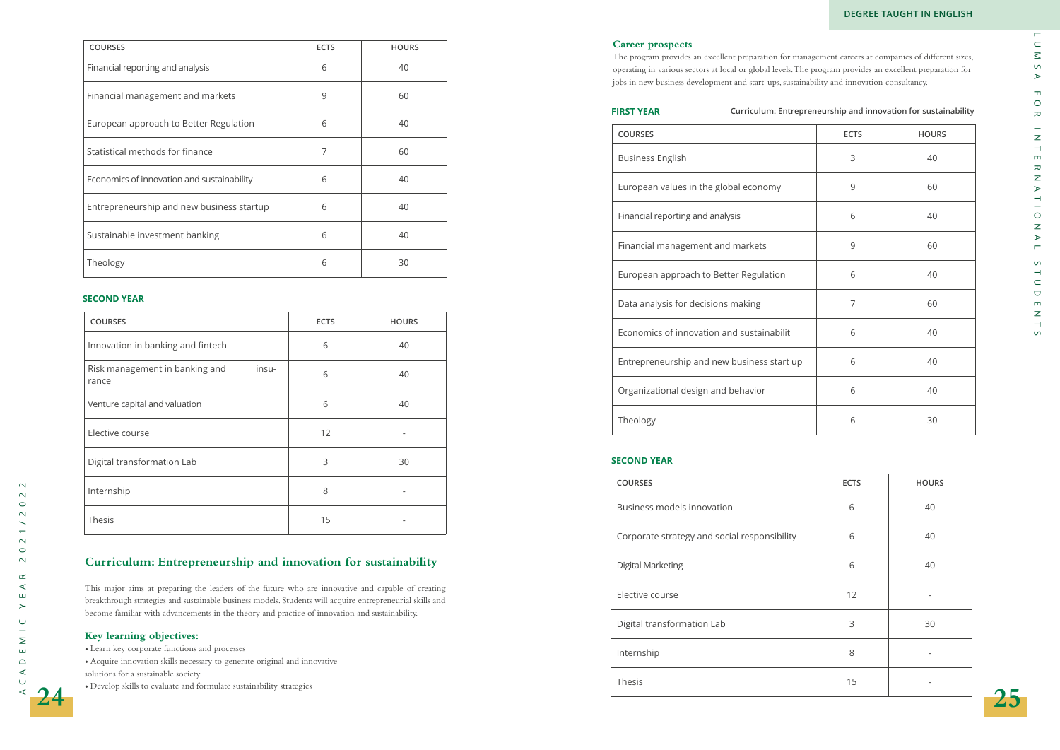| COURSES | ECTS | HOURS |
|---|---|---|
| Financial reporting and analysis | 6 | 40 |
| Financial management and markets | 9 | 60 |
| European approach to Better Regulation | 6 | 40 |
| Statistical methods for finance | 7 | 60 |
| Economics of innovation and sustainability | 6 | 40 |
| Entrepreneurship and new business startup | 6 | 40 |
| Sustainable investment banking | 6 | 40 |
| Theology | 6 | 30 |

**SECOND YEAR**

| COURSES | ECTS | HOURS |
|---|---|---|
| Innovation in banking and fintech | 6 | 40 |
| Risk management in banking and insurance | 6 | 40 |
| Venture capital and valuation | 6 | 40 |
| Elective course | 12 | - |
| Digital transformation Lab | 3 | 30 |
| Internship | 8 | - |
| Thesis | 15 | - |

## Curriculum: Entrepreneurship and innovation for sustainability

This major aims at preparing the leaders of the future who are innovative and capable of creating breakthrough strategies and sustainable business models. Students will acquire entrepreneurial skills and become familiar with advancements in the theory and practice of innovation and sustainability.

### Key learning objectives:

- Learn key corporate functions and processes
- Acquire innovation skills necessary to generate original and innovative solutions for a sustainable society
- Develop skills to evaluate and formulate sustainability strategies

### Career prospects

The program provides an excellent preparation for management careers at companies of different sizes, operating in various sectors at local or global levels. The program provides an excellent preparation for jobs in new business development and start-ups, sustainability and innovation consultancy.

**FIRST YEAR** — Curriculum: Entrepreneurship and innovation for sustainability

| COURSES | ECTS | HOURS |
|---|---|---|
| Business English | 3 | 40 |
| European values in the global economy | 9 | 60 |
| Financial reporting and analysis | 6 | 40 |
| Financial management and markets | 9 | 60 |
| European approach to Better Regulation | 6 | 40 |
| Data analysis for decisions making | 7 | 60 |
| Economics of innovation and sustainabilit | 6 | 40 |
| Entrepreneurship and new business start up | 6 | 40 |
| Organizational design and behavior | 6 | 40 |
| Theology | 6 | 30 |

**SECOND YEAR**

| COURSES | ECTS | HOURS |
|---|---|---|
| Business models innovation | 6 | 40 |
| Corporate strategy and social responsibility | 6 | 40 |
| Digital Marketing | 6 | 40 |
| Elective course | 12 | - |
| Digital transformation Lab | 3 | 30 |
| Internship | 8 | - |
| Thesis | 15 | - |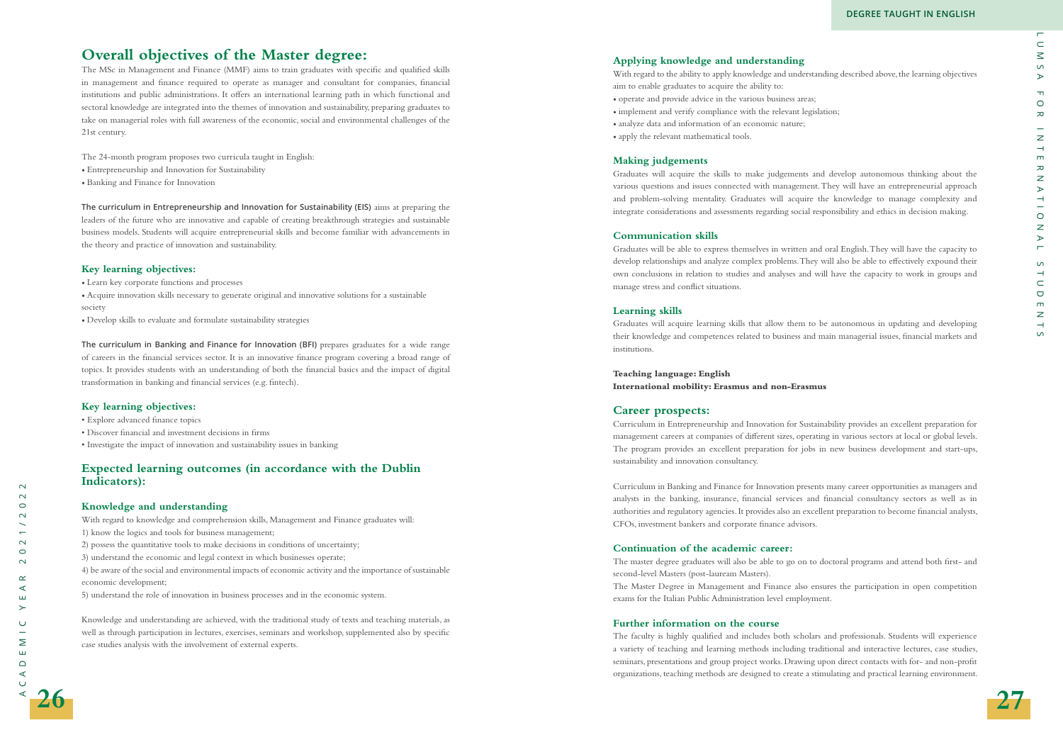## Overall objectives of the Master degree:

The MSc in Management and Finance (MMF) aims to train graduates with specific and qualified skills in management and finance required to operate as manager and consultant for companies, financial institutions and public administrations. It offers an international learning path in which functional and sectoral knowledge are integrated into the themes of innovation and sustainability, preparing graduates to take on managerial roles with full awareness of the economic, social and environmental challenges of the 21st century.

The 24-month program proposes two curricula taught in English:

- Entrepreneurship and Innovation for Sustainability
- Banking and Finance for Innovation

The curriculum in Entrepreneurship and Innovation for Sustainability (EIS) aims at preparing the leaders of the future who are innovative and capable of creating breakthrough strategies and sustainable business models. Students will acquire entrepreneurial skills and become familiar with advancements in the theory and practice of innovation and sustainability.

### Key learning objectives:

- Learn key corporate functions and processes
- Acquire innovation skills necessary to generate original and innovative solutions for a sustainable society
- Develop skills to evaluate and formulate sustainability strategies

The curriculum in Banking and Finance for Innovation (BFI) prepares graduates for a wide range of careers in the financial services sector. It is an innovative finance program covering a broad range of topics. It provides students with an understanding of both the financial basics and the impact of digital transformation in banking and financial services (e.g. fintech).

### Key learning objectives:

- Explore advanced finance topics
- Discover financial and investment decisions in firms
- Investigate the impact of innovation and sustainability issues in banking

## Expected learning outcomes (in accordance with the Dublin Indicators):

### Knowledge and understanding

With regard to knowledge and comprehension skills, Management and Finance graduates will:

1) know the logics and tools for business management;
2) possess the quantitative tools to make decisions in conditions of uncertainty;
3) understand the economic and legal context in which businesses operate;
4) be aware of the social and environmental impacts of economic activity and the importance of sustainable economic development;
5) understand the role of innovation in business processes and in the economic system.

Knowledge and understanding are achieved, with the traditional study of texts and teaching materials, as well as through participation in lectures, exercises, seminars and workshop, supplemented also by specific case studies analysis with the involvement of external experts.

### Applying knowledge and understanding

With regard to the ability to apply knowledge and understanding described above, the learning objectives aim to enable graduates to acquire the ability to:

- operate and provide advice in the various business areas;
- implement and verify compliance with the relevant legislation;
- analyze data and information of an economic nature;
- apply the relevant mathematical tools.

### Making judgements

Graduates will acquire the skills to make judgements and develop autonomous thinking about the various questions and issues connected with management. They will have an entrepreneurial approach and problem-solving mentality. Graduates will acquire the knowledge to manage complexity and integrate considerations and assessments regarding social responsibility and ethics in decision making.

### Communication skills

Graduates will be able to express themselves in written and oral English. They will have the capacity to develop relationships and analyze complex problems. They will also be able to effectively expound their own conclusions in relation to studies and analyses and will have the capacity to work in groups and manage stress and conflict situations.

### Learning skills

Graduates will acquire learning skills that allow them to be autonomous in updating and developing their knowledge and competences related to business and main managerial issues, financial markets and institutions.

**Teaching language: English**
**International mobility: Erasmus and non-Erasmus**

## Career prospects:

Curriculum in Entrepreneurship and Innovation for Sustainability provides an excellent preparation for management careers at companies of different sizes, operating in various sectors at local or global levels. The program provides an excellent preparation for jobs in new business development and start-ups, sustainability and innovation consultancy.

Curriculum in Banking and Finance for Innovation presents many career opportunities as managers and analysts in the banking, insurance, financial services and financial consultancy sectors as well as in authorities and regulatory agencies. It provides also an excellent preparation to become financial analysts, CFOs, investment bankers and corporate finance advisors.

### Continuation of the academic career:

The master degree graduates will also be able to go on to doctoral programs and attend both first- and second-level Masters (post-lauream Masters).

The Master Degree in Management and Finance also ensures the participation in open competition exams for the Italian Public Administration level employment.

### Further information on the course

The faculty is highly qualified and includes both scholars and professionals. Students will experience a variety of teaching and learning methods including traditional and interactive lectures, case studies, seminars, presentations and group project works. Drawing upon direct contacts with for- and non-profit organizations, teaching methods are designed to create a stimulating and practical learning environment.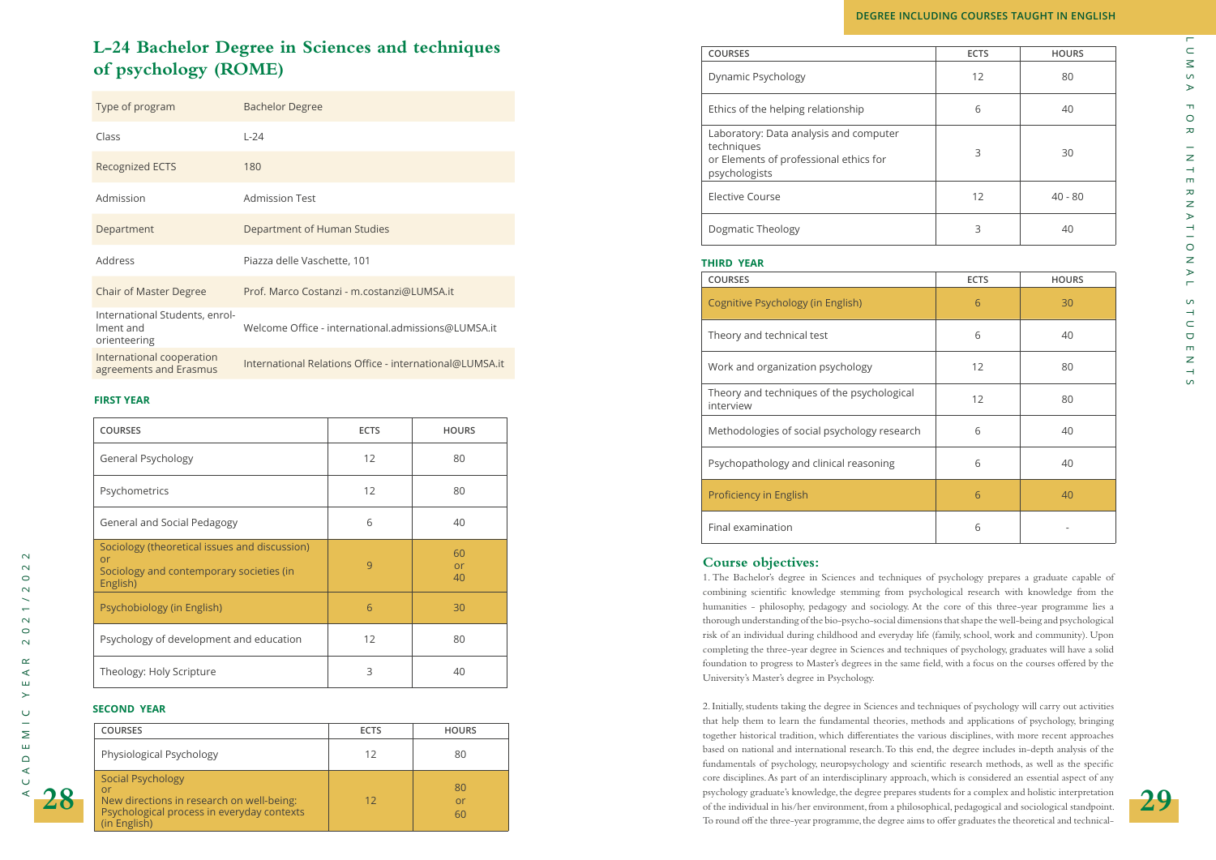# L-24 Bachelor Degree in Sciences and techniques of psychology (ROME)

| | |
|---|---|
| Type of program | Bachelor Degree |
| Class | L-24 |
| Recognized ECTS | 180 |
| Admission | Admission Test |
| Department | Department of Human Studies |
| Address | Piazza delle Vaschette, 101 |
| Chair of Master Degree | Prof. Marco Costanzi - m.costanzi@LUMSA.it |
| International Students, enrollment and orienteering | Welcome Office - international.admissions@LUMSA.it |
| International cooperation agreements and Erasmus | International Relations Office - international@LUMSA.it |

**FIRST YEAR**

| COURSES | ECTS | HOURS |
|---|---|---|
| General Psychology | 12 | 80 |
| Psychometrics | 12 | 80 |
| General and Social Pedagogy | 6 | 40 |
| Sociology (theoretical issues and discussion) or Sociology and contemporary societies (in English) | 9 | 60 or 40 |
| Psychobiology (in English) | 6 | 30 |
| Psychology of development and education | 12 | 80 |
| Theology: Holy Scripture | 3 | 40 |

**SECOND YEAR**

| COURSES | ECTS | HOURS |
|---|---|---|
| Physiological Psychology | 12 | 80 |
| Social Psychology or New directions in research on well-being: Psychological process in everyday contexts (in English) | 12 | 80 or 60 |
| Dynamic Psychology | 12 | 80 |
| Ethics of the helping relationship | 6 | 40 |
| Laboratory: Data analysis and computer techniques or Elements of professional ethics for psychologists | 3 | 30 |
| Elective Course | 12 | 40 - 80 |
| Dogmatic Theology | 3 | 40 |

**THIRD YEAR**

| COURSES | ECTS | HOURS |
|---|---|---|
| Cognitive Psychology (in English) | 6 | 30 |
| Theory and technical test | 6 | 40 |
| Work and organization psychology | 12 | 80 |
| Theory and techniques of the psychological interview | 12 | 80 |
| Methodologies of social psychology research | 6 | 40 |
| Psychopathology and clinical reasoning | 6 | 40 |
| Proficiency in English | 6 | 40 |
| Final examination | 6 | - |

## Course objectives:

1. The Bachelor's degree in Sciences and techniques of psychology prepares a graduate capable of combining scientific knowledge stemming from psychological research with knowledge from the humanities – philosophy, pedagogy and sociology. At the core of this three-year programme lies a thorough understanding of the bio-psycho-social dimensions that shape the well-being and psychological risk of an individual during childhood and everyday life (family, school, work and community). Upon completing the three-year degree in Sciences and techniques of psychology, graduates will have a solid foundation to progress to Master's degrees in the same field, with a focus on the courses offered by the University's Master's degree in Psychology.

2. Initially, students taking the degree in Sciences and techniques of psychology will carry out activities that help them to learn the fundamental theories, methods and applications of psychology, bringing together historical tradition, which differentiates the various disciplines, with more recent approaches based on national and international research. To this end, the degree includes in-depth analysis of the fundamentals of psychology, neuropsychology and scientific research methods, as well as the specific core disciplines. As part of an interdisciplinary approach, which is considered an essential aspect of any psychology graduate's knowledge, the degree prepares students for a complex and holistic interpretation of the individual in his/her environment, from a philosophical, pedagogical and sociological standpoint. To round off the three-year programme, the degree aims to offer graduates the theoretical and technical-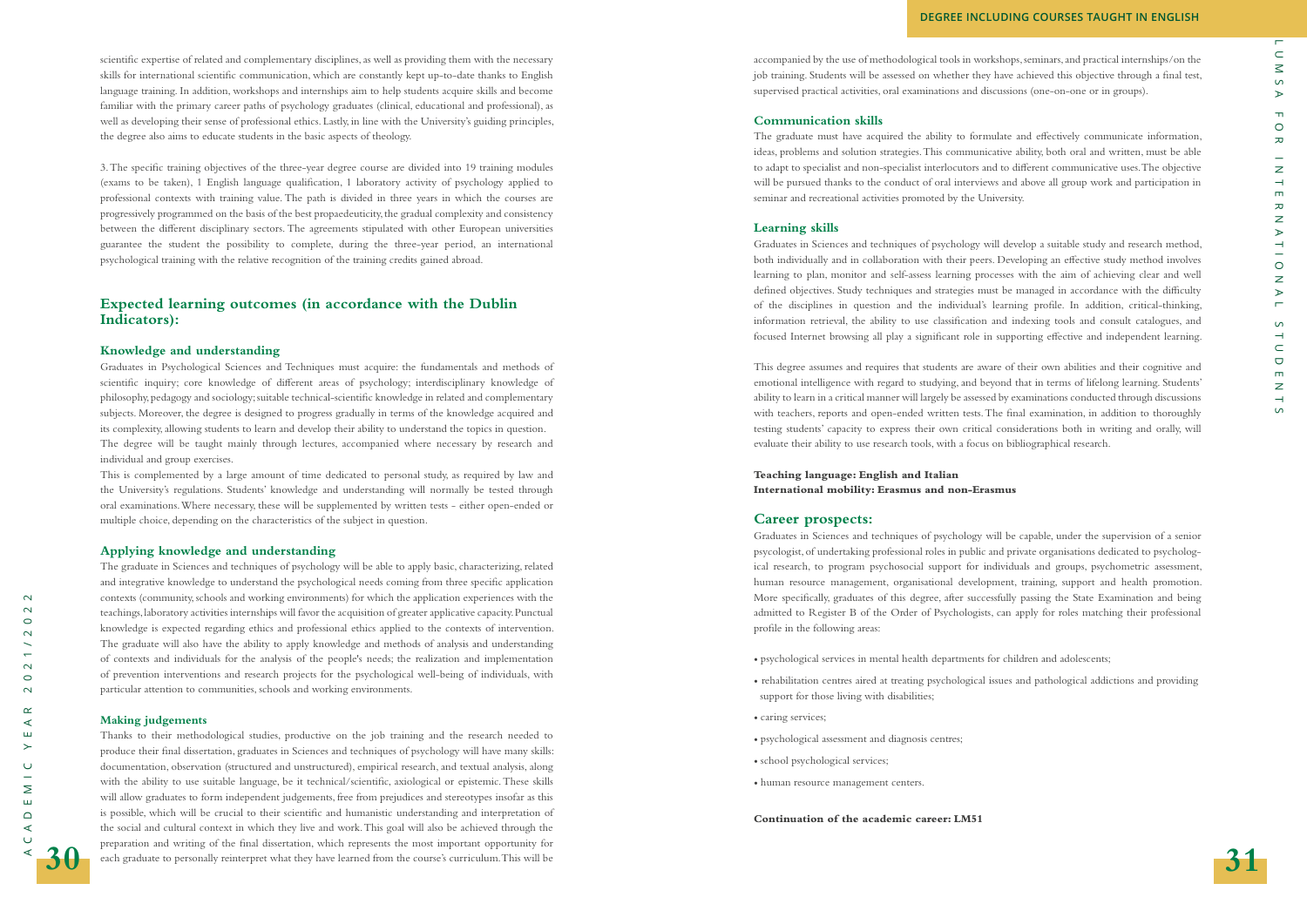scientific expertise of related and complementary disciplines, as well as providing them with the necessary skills for international scientific communication, which are constantly kept up-to-date thanks to English language training. In addition, workshops and internships aim to help students acquire skills and become familiar with the primary career paths of psychology graduates (clinical, educational and professional), as well as developing their sense of professional ethics. Lastly, in line with the University's guiding principles, the degree also aims to educate students in the basic aspects of theology.

3. The specific training objectives of the three-year degree course are divided into 19 training modules (exams to be taken), 1 English language qualification, 1 laboratory activity of psychology applied to professional contexts with training value. The path is divided in three years in which the courses are progressively programmed on the basis of the best propaedeuticity, the gradual complexity and consistency between the different disciplinary sectors. The agreements stipulated with other European universities guarantee the student the possibility to complete, during the three-year period, an international psychological training with the relative recognition of the training credits gained abroad.

## Expected learning outcomes (in accordance with the Dublin Indicators):

### Knowledge and understanding

Graduates in Psychological Sciences and Techniques must acquire: the fundamentals and methods of scientific inquiry; core knowledge of different areas of psychology; interdisciplinary knowledge of philosophy, pedagogy and sociology; suitable technical-scientific knowledge in related and complementary subjects. Moreover, the degree is designed to progress gradually in terms of the knowledge acquired and its complexity, allowing students to learn and develop their ability to understand the topics in question.
The degree will be taught mainly through lectures, accompanied where necessary by research and individual and group exercises.

This is complemented by a large amount of time dedicated to personal study, as required by law and the University's regulations. Students' knowledge and understanding will normally be tested through oral examinations. Where necessary, these will be supplemented by written tests - either open-ended or multiple choice, depending on the characteristics of the subject in question.

### Applying knowledge and understanding

The graduate in Sciences and techniques of psychology will be able to apply basic, characterizing, related and integrative knowledge to understand the psychological needs coming from three specific application contexts (community, schools and working environments) for which the application experiences with the teachings, laboratory activities internships will favor the acquisition of greater applicative capacity. Punctual knowledge is expected regarding ethics and professional ethics applied to the contexts of intervention. The graduate will also have the ability to apply knowledge and methods of analysis and understanding of contexts and individuals for the analysis of the people's needs; the realization and implementation of prevention interventions and research projects for the psychological well-being of individuals, with particular attention to communities, schools and working environments.

### Making judgements

Thanks to their methodological studies, productive on the job training and the research needed to produce their final dissertation, graduates in Sciences and techniques of psychology will have many skills: documentation, observation (structured and unstructured), empirical research, and textual analysis, along with the ability to use suitable language, be it technical/scientific, axiological or epistemic. These skills will allow graduates to form independent judgements, free from prejudices and stereotypes insofar as this is possible, which will be crucial to their scientific and humanistic understanding and interpretation of the social and cultural context in which they live and work. This goal will also be achieved through the preparation and writing of the final dissertation, which represents the most important opportunity for each graduate to personally reinterpret what they have learned from the course's curriculum. This will be accompanied by the use of methodological tools in workshops, seminars, and practical internships/on the job training. Students will be assessed on whether they have achieved this objective through a final test, supervised practical activities, oral examinations and discussions (one-on-one or in groups).

### Communication skills

The graduate must have acquired the ability to formulate and effectively communicate information, ideas, problems and solution strategies. This communicative ability, both oral and written, must be able to adapt to specialist and non-specialist interlocutors and to different communicative uses. The objective will be pursued thanks to the conduct of oral interviews and above all group work and participation in seminar and recreational activities promoted by the University.

### Learning skills

Graduates in Sciences and techniques of psychology will develop a suitable study and research method, both individually and in collaboration with their peers. Developing an effective study method involves learning to plan, monitor and self-assess learning processes with the aim of achieving clear and well defined objectives. Study techniques and strategies must be managed in accordance with the difficulty of the disciplines in question and the individual's learning profile. In addition, critical-thinking, information retrieval, the ability to use classification and indexing tools and consult catalogues, and focused Internet browsing all play a significant role in supporting effective and independent learning.

This degree assumes and requires that students are aware of their own abilities and their cognitive and emotional intelligence with regard to studying, and beyond that in terms of lifelong learning. Students' ability to learn in a critical manner will largely be assessed by examinations conducted through discussions with teachers, reports and open-ended written tests. The final examination, in addition to thoroughly testing students' capacity to express their own critical considerations both in writing and orally, will evaluate their ability to use research tools, with a focus on bibliographical research.

**Teaching language: English and Italian**
**International mobility: Erasmus and non-Erasmus**

## Career prospects:

Graduates in Sciences and techniques of psychology will be capable, under the supervision of a senior psycologist, of undertaking professional roles in public and private organisations dedicated to psychological research, to program psychosocial support for individuals and groups, psychometric assessment, human resource management, organisational development, training, support and health promotion. More specifically, graduates of this degree, after successfully passing the State Examination and being admitted to Register B of the Order of Psychologists, can apply for roles matching their professional profile in the following areas:

- psychological services in mental health departments for children and adolescents;
- rehabilitation centres aired at treating psychological issues and pathological addictions and providing support for those living with disabilities;
- caring services;
- psychological assessment and diagnosis centres;
- school psychological services;
- human resource management centers.

**Continuation of the academic career: LM51**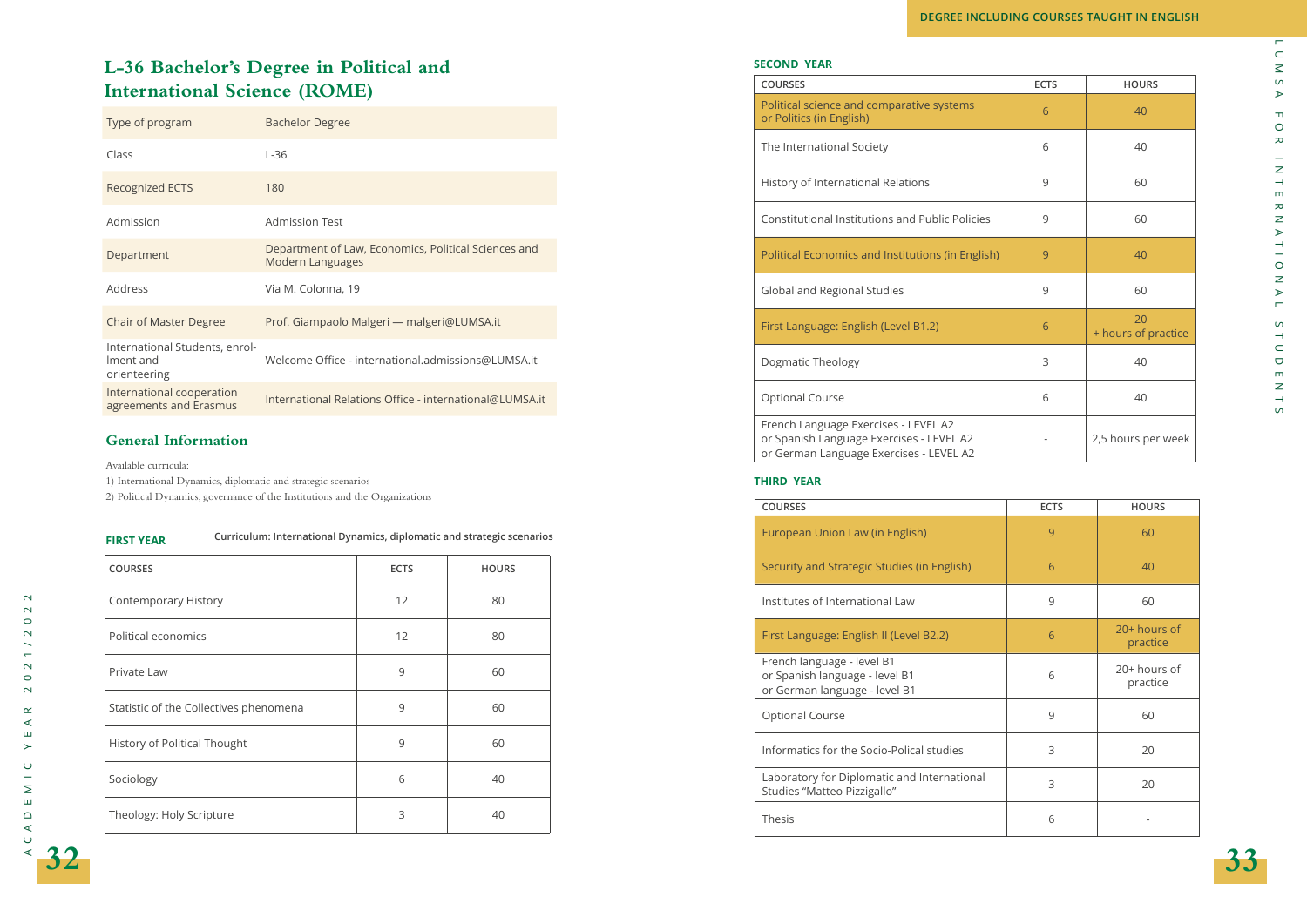## L-36 Bachelor's Degree in Political and International Science (ROME)

| | |
|---|---|
| Type of program | Bachelor Degree |
| Class | L-36 |
| Recognized ECTS | 180 |
| Admission | Admission Test |
| Department | Department of Law, Economics, Political Sciences and Modern Languages |
| Address | Via M. Colonna, 19 |
| Chair of Master Degree | Prof. Giampaolo Malgeri — malgeri@LUMSA.it |
| International Students, enrollment and orienteering | Welcome Office - international.admissions@LUMSA.it |
| International cooperation agreements and Erasmus | International Relations Office - international@LUMSA.it |

### General Information

Available curricula:

1) International Dynamics, diplomatic and strategic scenarios
2) Political Dynamics, governance of the Institutions and the Organizations

**FIRST YEAR** — Curriculum: International Dynamics, diplomatic and strategic scenarios

| COURSES | ECTS | HOURS |
|---|---|---|
| Contemporary History | 12 | 80 |
| Political economics | 12 | 80 |
| Private Law | 9 | 60 |
| Statistic of the Collectives phenomena | 9 | 60 |
| History of Political Thought | 9 | 60 |
| Sociology | 6 | 40 |
| Theology: Holy Scripture | 3 | 40 |

**SECOND YEAR**

| COURSES | ECTS | HOURS |
|---|---|---|
| Political science and comparative systems or Politics (in English) | 6 | 40 |
| The International Society | 6 | 40 |
| History of International Relations | 9 | 60 |
| Constitutional Institutions and Public Policies | 9 | 60 |
| Political Economics and Institutions (in English) | 9 | 40 |
| Global and Regional Studies | 9 | 60 |
| First Language: English (Level B1.2) | 6 | 20 + hours of practice |
| Dogmatic Theology | 3 | 40 |
| Optional Course | 6 | 40 |
| French Language Exercises - LEVEL A2 or Spanish Language Exercises - LEVEL A2 or German Language Exercises - LEVEL A2 | - | 2,5 hours per week |

**THIRD YEAR**

| COURSES | ECTS | HOURS |
|---|---|---|
| European Union Law (in English) | 9 | 60 |
| Security and Strategic Studies (in English) | 6 | 40 |
| Institutes of International Law | 9 | 60 |
| First Language: English II (Level B2.2) | 6 | 20+ hours of practice |
| French language - level B1 or Spanish language - level B1 or German language - level B1 | 6 | 20+ hours of practice |
| Optional Course | 9 | 60 |
| Informatics for the Socio-Polical studies | 3 | 20 |
| Laboratory for Diplomatic and International Studies "Matteo Pizzigallo" | 3 | 20 |
| Thesis | 6 | - |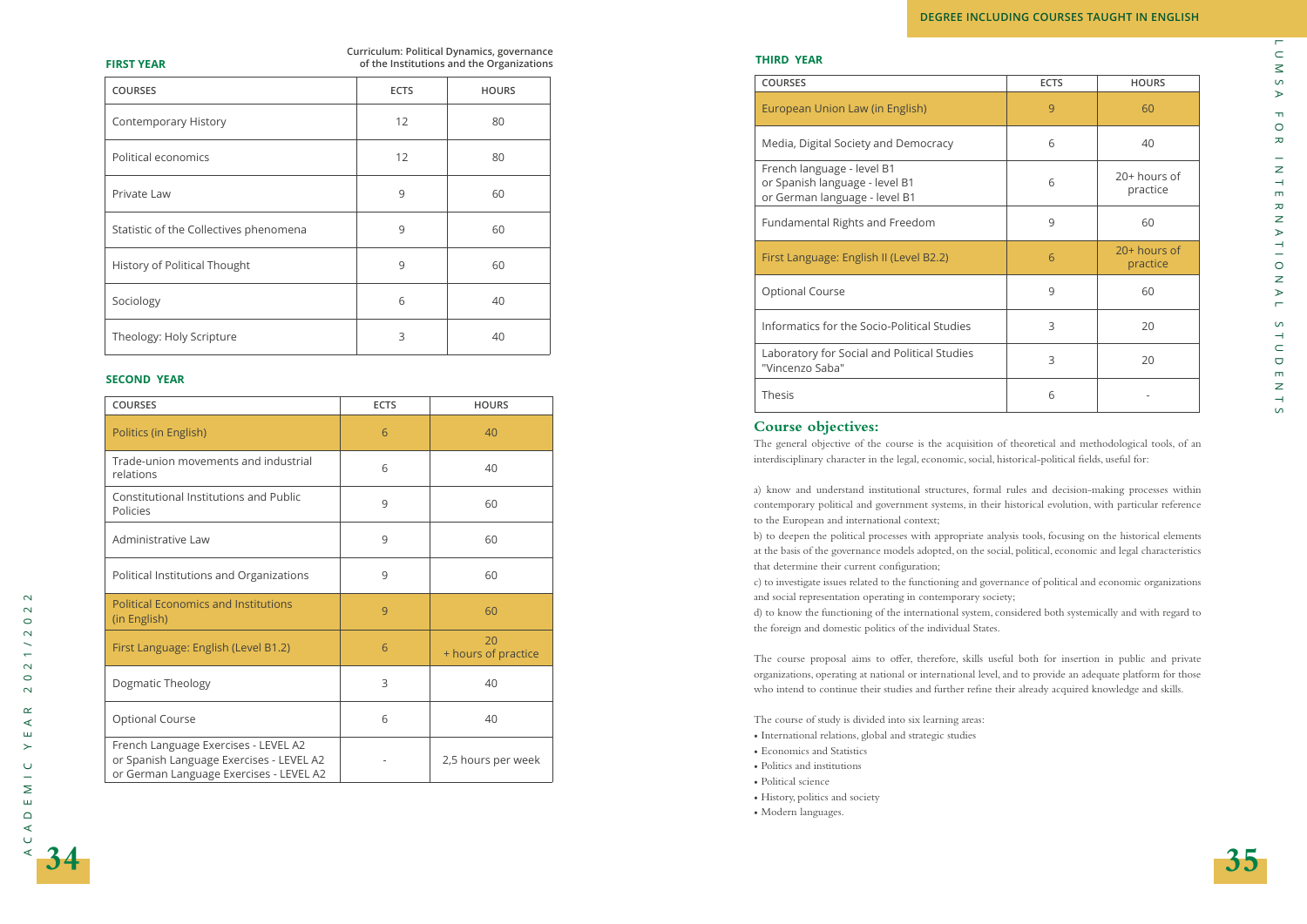Curriculum: Political Dynamics, governance of the Institutions and the Organizations

**FIRST YEAR**

| COURSES | ECTS | HOURS |
|---|---|---|
| Contemporary History | 12 | 80 |
| Political economics | 12 | 80 |
| Private Law | 9 | 60 |
| Statistic of the Collectives phenomena | 9 | 60 |
| History of Political Thought | 9 | 60 |
| Sociology | 6 | 40 |
| Theology: Holy Scripture | 3 | 40 |

**SECOND YEAR**

| COURSES | ECTS | HOURS |
|---|---|---|
| Politics (in English) | 6 | 40 |
| Trade-union movements and industrial relations | 6 | 40 |
| Constitutional Institutions and Public Policies | 9 | 60 |
| Administrative Law | 9 | 60 |
| Political Institutions and Organizations | 9 | 60 |
| Political Economics and Institutions (in English) | 9 | 60 |
| First Language: English (Level B1.2) | 6 | 20 + hours of practice |
| Dogmatic Theology | 3 | 40 |
| Optional Course | 6 | 40 |
| French Language Exercises - LEVEL A2 or Spanish Language Exercises - LEVEL A2 or German Language Exercises - LEVEL A2 | - | 2,5 hours per week |

**THIRD YEAR**

| COURSES | ECTS | HOURS |
|---|---|---|
| European Union Law (in English) | 9 | 60 |
| Media, Digital Society and Democracy | 6 | 40 |
| French language - level B1 or Spanish language - level B1 or German language - level B1 | 6 | 20+ hours of practice |
| Fundamental Rights and Freedom | 9 | 60 |
| First Language: English II (Level B2.2) | 6 | 20+ hours of practice |
| Optional Course | 9 | 60 |
| Informatics for the Socio-Political Studies | 3 | 20 |
| Laboratory for Social and Political Studies "Vincenzo Saba" | 3 | 20 |
| Thesis | 6 | - |

## Course objectives:

The general objective of the course is the acquisition of theoretical and methodological tools, of an interdisciplinary character in the legal, economic, social, historical-political fields, useful for:

a) know and understand institutional structures, formal rules and decision-making processes within contemporary political and government systems, in their historical evolution, with particular reference to the European and international context;
b) to deepen the political processes with appropriate analysis tools, focusing on the historical elements at the basis of the governance models adopted, on the social, political, economic and legal characteristics that determine their current configuration;
c) to investigate issues related to the functioning and governance of political and economic organizations and social representation operating in contemporary society;
d) to know the functioning of the international system, considered both systemically and with regard to the foreign and domestic politics of the individual States.

The course proposal aims to offer, therefore, skills useful both for insertion in public and private organizations, operating at national or international level, and to provide an adequate platform for those who intend to continue their studies and further refine their already acquired knowledge and skills.

The course of study is divided into six learning areas:

- International relations, global and strategic studies
- Economics and Statistics
- Politics and institutions
- Political science
- History, politics and society
- Modern languages.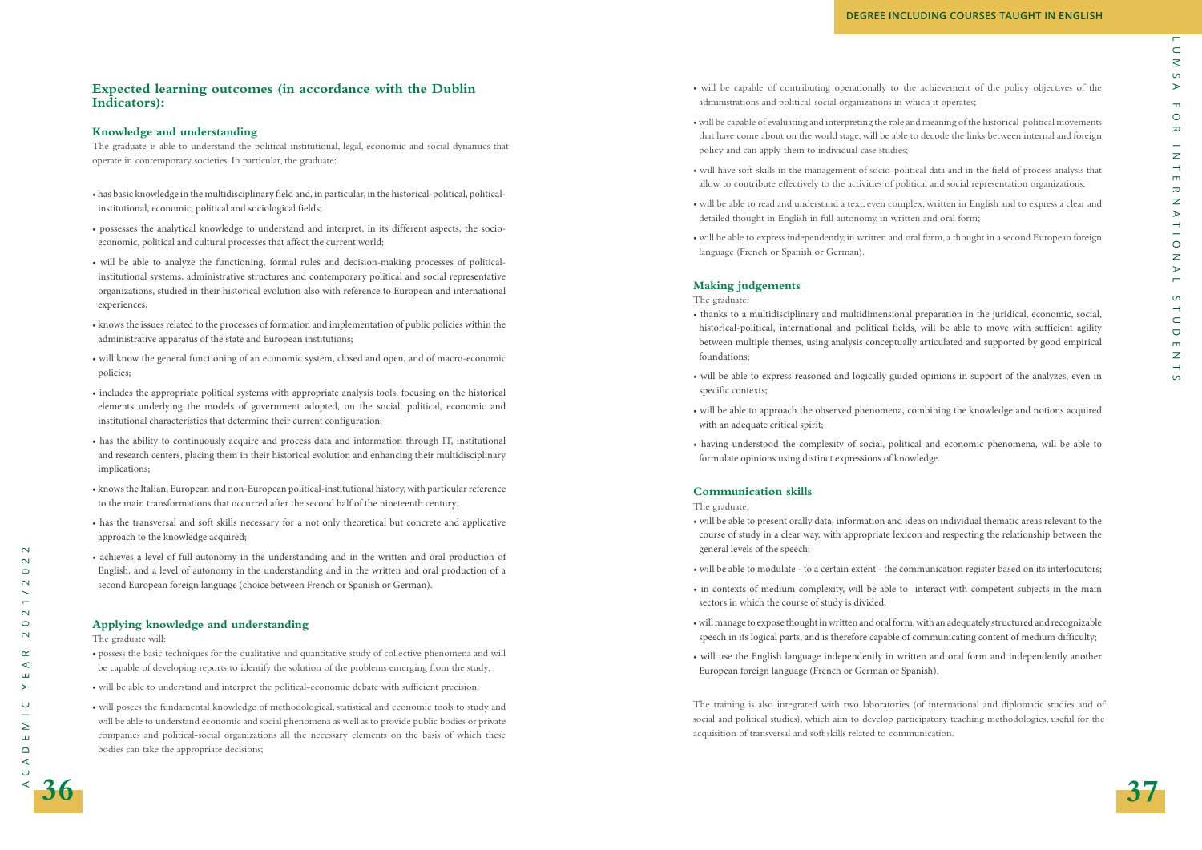## Expected learning outcomes (in accordance with the Dublin Indicators):

### Knowledge and understanding

The graduate is able to understand the political-institutional, legal, economic and social dynamics that operate in contemporary societies. In particular, the graduate:

- has basic knowledge in the multidisciplinary field and, in particular, in the historical-political, political-institutional, economic, political and sociological fields;
- possesses the analytical knowledge to understand and interpret, in its different aspects, the socio-economic, political and cultural processes that affect the current world;
- will be able to analyze the functioning, formal rules and decision-making processes of political-institutional systems, administrative structures and contemporary political and social representative organizations, studied in their historical evolution also with reference to European and international experiences;
- knows the issues related to the processes of formation and implementation of public policies within the administrative apparatus of the state and European institutions;
- will know the general functioning of an economic system, closed and open, and of macro-economic policies;
- includes the appropriate political systems with appropriate analysis tools, focusing on the historical elements underlying the models of government adopted, on the social, political, economic and institutional characteristics that determine their current configuration;
- has the ability to continuously acquire and process data and information through IT, institutional and research centers, placing them in their historical evolution and enhancing their multidisciplinary implications;
- knows the Italian, European and non-European political-institutional history, with particular reference to the main transformations that occurred after the second half of the nineteenth century;
- has the transversal and soft skills necessary for a not only theoretical but concrete and applicative approach to the knowledge acquired;
- achieves a level of full autonomy in the understanding and in the written and oral production of English, and a level of autonomy in the understanding and in the written and oral production of a second European foreign language (choice between French or Spanish or German).

### Applying knowledge and understanding

The graduate will:

- possess the basic techniques for the qualitative and quantitative study of collective phenomena and will be capable of developing reports to identify the solution of the problems emerging from the study;
- will be able to understand and interpret the political-economic debate with sufficient precision;
- will posees the fundamental knowledge of methodological, statistical and economic tools to study and will be able to understand economic and social phenomena as well as to provide public bodies or private companies and political-social organizations all the necessary elements on the basis of which these bodies can take the appropriate decisions;
- will be capable of contributing operationally to the achievement of the policy objectives of the administrations and political-social organizations in which it operates;
- will be capable of evaluating and interpreting the role and meaning of the historical-political movements that have come about on the world stage, will be able to decode the links between internal and foreign policy and can apply them to individual case studies;
- will have soft-skills in the management of socio-political data and in the field of process analysis that allow to contribute effectively to the activities of political and social representation organizations;
- will be able to read and understand a text, even complex, written in English and to express a clear and detailed thought in English in full autonomy, in written and oral form;
- will be able to express independently, in written and oral form, a thought in a second European foreign language (French or Spanish or German).

### Making judgements

The graduate:

- thanks to a multidisciplinary and multidimensional preparation in the juridical, economic, social, historical-political, international and political fields, will be able to move with sufficient agility between multiple themes, using analysis conceptually articulated and supported by good empirical foundations;
- will be able to express reasoned and logically guided opinions in support of the analyzes, even in specific contexts;
- will be able to approach the observed phenomena, combining the knowledge and notions acquired with an adequate critical spirit;
- having understood the complexity of social, political and economic phenomena, will be able to formulate opinions using distinct expressions of knowledge.

### Communication skills

The graduate:

- will be able to present orally data, information and ideas on individual thematic areas relevant to the course of study in a clear way, with appropriate lexicon and respecting the relationship between the general levels of the speech;
- will be able to modulate - to a certain extent - the communication register based on its interlocutors;
- in contexts of medium complexity, will be able to interact with competent subjects in the main sectors in which the course of study is divided;
- will manage to expose thought in written and oral form, with an adequately structured and recognizable speech in its logical parts, and is therefore capable of communicating content of medium difficulty;
- will use the English language independently in written and oral form and independently another European foreign language (French or German or Spanish).

The training is also integrated with two laboratories (of international and diplomatic studies and of social and political studies), which aim to develop participatory teaching methodologies, useful for the acquisition of transversal and soft skills related to communication.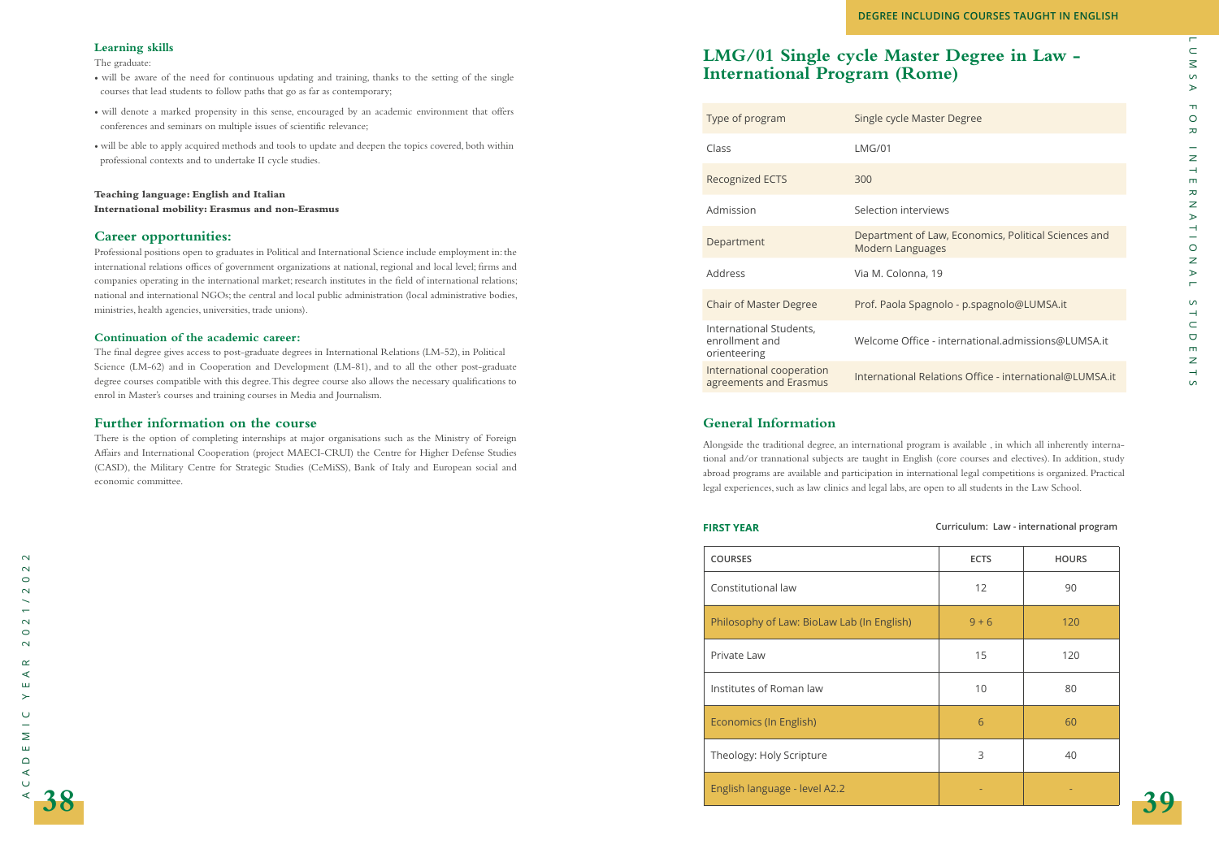### Learning skills

The graduate:

- will be aware of the need for continuous updating and training, thanks to the setting of the single courses that lead students to follow paths that go as far as contemporary;
- will denote a marked propensity in this sense, encouraged by an academic environment that offers conferences and seminars on multiple issues of scientific relevance;
- will be able to apply acquired methods and tools to update and deepen the topics covered, both within professional contexts and to undertake II cycle studies.

**Teaching language: English and Italian**
**International mobility: Erasmus and non-Erasmus**

### Career opportunities:

Professional positions open to graduates in Political and International Science include employment in: the international relations offices of government organizations at national, regional and local level; firms and companies operating in the international market; research institutes in the field of international relations; national and international NGOs; the central and local public administration (local administrative bodies, ministries, health agencies, universities, trade unions).

### Continuation of the academic career:

The final degree gives access to post-graduate degrees in International Relations (LM-52), in Political Science (LM-62) and in Cooperation and Development (LM-81), and to all the other post-graduate degree courses compatible with this degree. This degree course also allows the necessary qualifications to enrol in Master's courses and training courses in Media and Journalism.

### Further information on the course

There is the option of completing internships at major organisations such as the Ministry of Foreign Affairs and International Cooperation (project MAECI-CRUI) the Centre for Higher Defense Studies (CASD), the Military Centre for Strategic Studies (CeMiSS), Bank of Italy and European social and economic committee.

DEGREE INCLUDING COURSES TAUGHT IN ENGLISH

## LMG/01 Single cycle Master Degree in Law - International Program (Rome)

| | |
|---|---|
| Type of program | Single cycle Master Degree |
| Class | LMG/01 |
| Recognized ECTS | 300 |
| Admission | Selection interviews |
| Department | Department of Law, Economics, Political Sciences and Modern Languages |
| Address | Via M. Colonna, 19 |
| Chair of Master Degree | Prof. Paola Spagnolo - p.spagnolo@LUMSA.it |
| International Students, enrollment and orienteering | Welcome Office - international.admissions@LUMSA.it |
| International cooperation agreements and Erasmus | International Relations Office - international@LUMSA.it |

### General Information

Alongside the traditional degree, an international program is available , in which all inherently international and/or trannational subjects are taught in English (core courses and electives). In addition, study abroad programs are available and participation in international legal competitions is organized. Practical legal experiences, such as law clinics and legal labs, are open to all students in the Law School.

**FIRST YEAR** — Curriculum: Law - international program

| COURSES | ECTS | HOURS |
|---|---|---|
| Constitutional law | 12 | 90 |
| Philosophy of Law: BioLaw Lab (In English) | 9 + 6 | 120 |
| Private Law | 15 | 120 |
| Institutes of Roman law | 10 | 80 |
| Economics (In English) | 6 | 60 |
| Theology: Holy Scripture | 3 | 40 |
| English language - level A2.2 | - | - |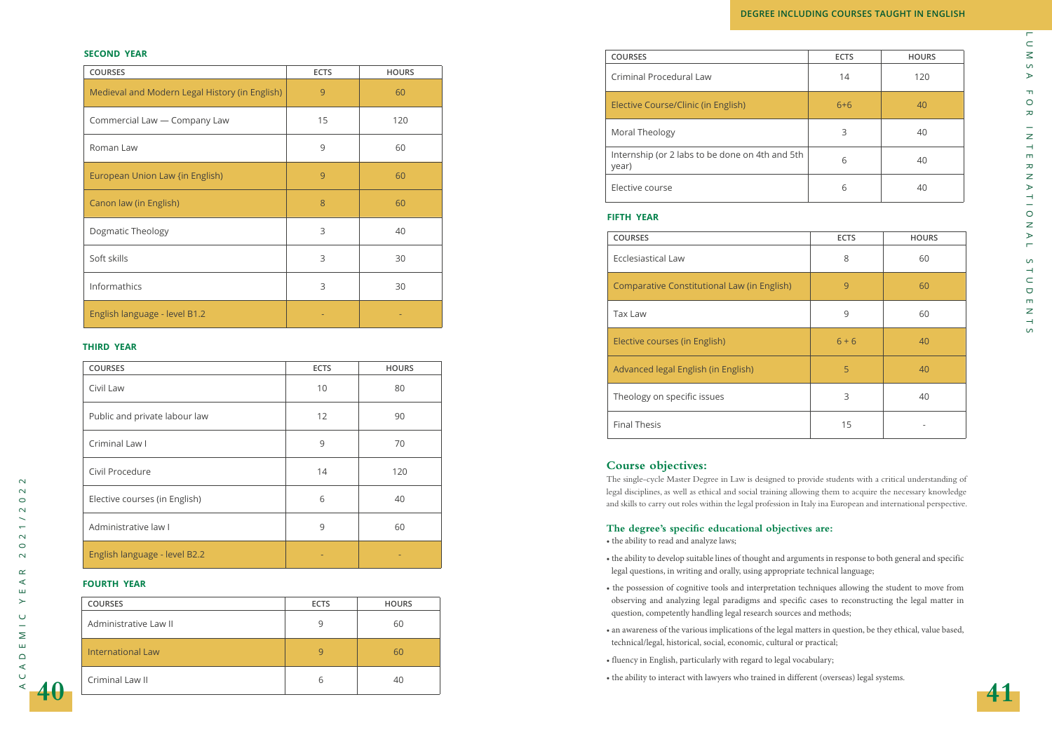### SECOND YEAR

| COURSES | ECTS | HOURS |
|---|---|---|
| Medieval and Modern Legal History (in English) | 9 | 60 |
| Commercial Law — Company Law | 15 | 120 |
| Roman Law | 9 | 60 |
| European Union Law {in English) | 9 | 60 |
| Canon law (in English) | 8 | 60 |
| Dogmatic Theology | 3 | 40 |
| Soft skills | 3 | 30 |
| Informathics | 3 | 30 |
| English language - level B1.2 | - | - |

### THIRD YEAR

| COURSES | ECTS | HOURS |
|---|---|---|
| Civil Law | 10 | 80 |
| Public and private labour law | 12 | 90 |
| Criminal Law I | 9 | 70 |
| Civil Procedure | 14 | 120 |
| Elective courses (in English) | 6 | 40 |
| Administrative law I | 9 | 60 |
| English language - level B2.2 | - | - |

### FOURTH YEAR

| COURSES | ECTS | HOURS |
|---|---|---|
| Administrative Law II | 9 | 60 |
| International Law | 9 | 60 |
| Criminal Law II | 6 | 40 |
| Criminal Procedural Law | 14 | 120 |
| Elective Course/Clinic (in English) | 6+6 | 40 |
| Moral Theology | 3 | 40 |
| Internship (or 2 labs to be done on 4th and 5th year) | 6 | 40 |
| Elective course | 6 | 40 |

### FIFTH YEAR

| COURSES | ECTS | HOURS |
|---|---|---|
| Ecclesiastical Law | 8 | 60 |
| Comparative Constitutional Law (in English) | 9 | 60 |
| Tax Law | 9 | 60 |
| Elective courses (in English) | 6 + 6 | 40 |
| Advanced legal English (in English) | 5 | 40 |
| Theology on specific issues | 3 | 40 |
| Final Thesis | 15 | - |

## Course objectives:

The single-cycle Master Degree in Law is designed to provide students with a critical understanding of legal disciplines, as well as ethical and social training allowing them to acquire the necessary knowledge and skills to carry out roles within the legal profession in Italy ina European and international perspective.

## The degree's specific educational objectives are:

- the ability to read and analyze laws;
- the ability to develop suitable lines of thought and arguments in response to both general and specific legal questions, in writing and orally, using appropriate technical language;
- the possession of cognitive tools and interpretation techniques allowing the student to move from observing and analyzing legal paradigms and specific cases to reconstructing the legal matter in question, competently handling legal research sources and methods;
- an awareness of the various implications of the legal matters in question, be they ethical, value based, technical/legal, historical, social, economic, cultural or practical;
- fluency in English, particularly with regard to legal vocabulary;
- the ability to interact with lawyers who trained in different (overseas) legal systems.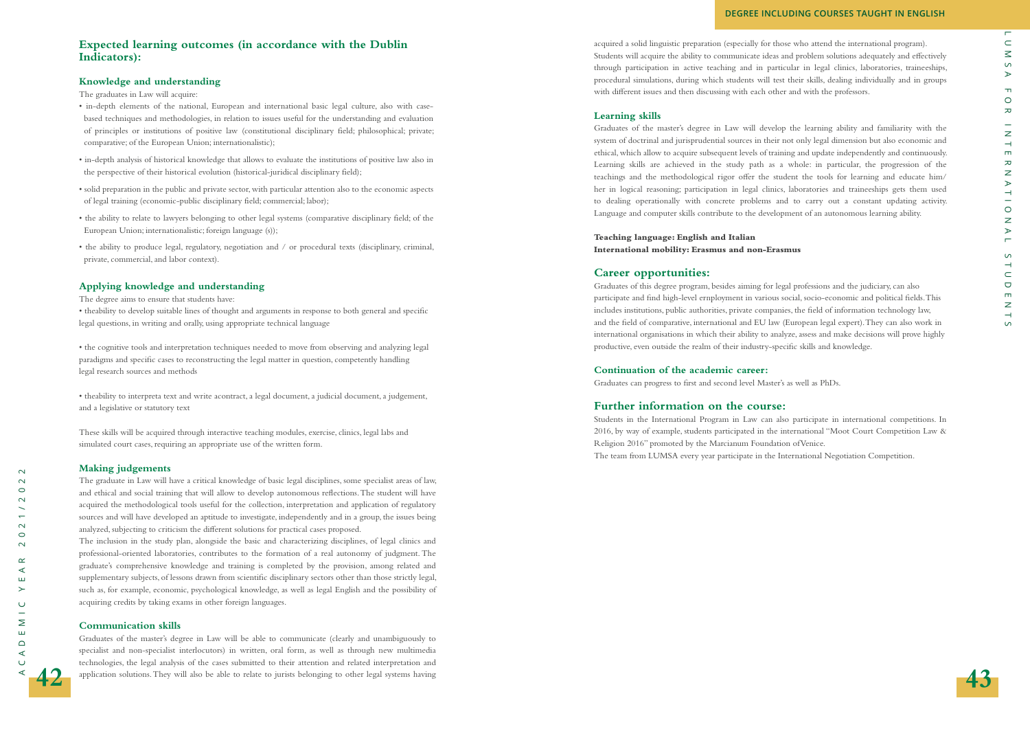## Expected learning outcomes (in accordance with the Dublin Indicators):

### Knowledge and understanding

The graduates in Law will acquire:

- in-depth elements of the national, European and international basic legal culture, also with case-based techniques and methodologies, in relation to issues useful for the understanding and evaluation of principles or institutions of positive law (constitutional disciplinary field; philosophical; private; comparative; of the European Union; internationalistic);
- in-depth analysis of historical knowledge that allows to evaluate the institutions of positive law also in the perspective of their historical evolution (historical-juridical disciplinary field);
- solid preparation in the public and private sector, with particular attention also to the economic aspects of legal training (economic-public disciplinary field; commercial; labor);
- the ability to relate to lawyers belonging to other legal systems (comparative disciplinary field; of the European Union; internationalistic; foreign language (s));
- the ability to produce legal, regulatory, negotiation and / or procedural texts (disciplinary, criminal, private, commercial, and labor context).

### Applying knowledge and understanding

The degree aims to ensure that students have:

- theability to develop suitable lines of thought and arguments in response to both general and specific legal questions, in writing and orally, using appropriate technical language

- the cognitive tools and interpretation techniques needed to move from observing and analyzing legal paradigms and specific cases to reconstructing the legal matter in question, competently handling legal research sources and methods

- theability to interpreta text and write acontract, a legal document, a judicial document, a judgement, and a legislative or statutory text

These skills will be acquired through interactive teaching modules, exercise, clinics, legal labs and simulated court cases, requiring an appropriate use of the written form.

### Making judgements

The graduate in Law will have a critical knowledge of basic legal disciplines, some specialist areas of law, and ethical and social training that will allow to develop autonomous reflections. The student will have acquired the methodological tools useful for the collection, interpretation and application of regulatory sources and will have developed an aptitude to investigate, independently and in a group, the issues being analyzed, subjecting to criticism the different solutions for practical cases proposed.

The inclusion in the study plan, alongside the basic and characterizing disciplines, of legal clinics and professional-oriented laboratories, contributes to the formation of a real autonomy of judgment. The graduate's comprehensive knowledge and training is completed by the provision, among related and supplementary subjects, of lessons drawn from scientific disciplinary sectors other than those strictly legal, such as, for example, economic, psychological knowledge, as well as legal English and the possibility of acquiring credits by taking exams in other foreign languages.

### Communication skills

Graduates of the master's degree in Law will be able to communicate (clearly and unambiguously to specialist and non-specialist interlocutors) in written, oral form, as well as through new multimedia technologies, the legal analysis of the cases submitted to their attention and related interpretation and application solutions. They will also be able to relate to jurists belonging to other legal systems having acquired a solid linguistic preparation (especially for those who attend the international program). Students will acquire the ability to communicate ideas and problem solutions adequately and effectively through participation in active teaching and in particular in legal clinics, laboratories, traineeships, procedural simulations, during which students will test their skills, dealing individually and in groups with different issues and then discussing with each other and with the professors.

### Learning skills

Graduates of the master's degree in Law will develop the learning ability and familiarity with the system of doctrinal and jurisprudential sources in their not only legal dimension but also economic and ethical, which allow to acquire subsequent levels of training and update independently and continuously. Learning skills are achieved in the study path as a whole: in particular, the progression of the teachings and the methodological rigor offer the student the tools for learning and educate him/her in logical reasoning; participation in legal clinics, laboratories and traineeships gets them used to dealing operationally with concrete problems and to carry out a constant updating activity. Language and computer skills contribute to the development of an autonomous learning ability.

**Teaching language: English and Italian**
**International mobility: Erasmus and non-Erasmus**

## Career opportunities:

Graduates of this degree program, besides aiming for legal professions and the judiciary, can also participate and find high-level ernployment in various social, socio-economic and political fields. This includes institutions, public authorities, private companies, the field of information technology law, and the field of comparative, international and EU law (European legal expert). They can also work in international organisations in which their ability to analyze, assess and make decisions will prove highly productive, even outside the realm of their industry-specific skills and knowledge.

### Continuation of the academic career:

Graduates can progress to first and second level Master's as well as PhDs.

## Further information on the course:

Students in the International Program in Law can also participate in international competitions. In 2016, by way of example, students participated in the international "Moot Court Competition Law & Religion 2016" promoted by the Marcianum Foundation of Venice.

The team from LUMSA every year participate in the International Negotiation Competition.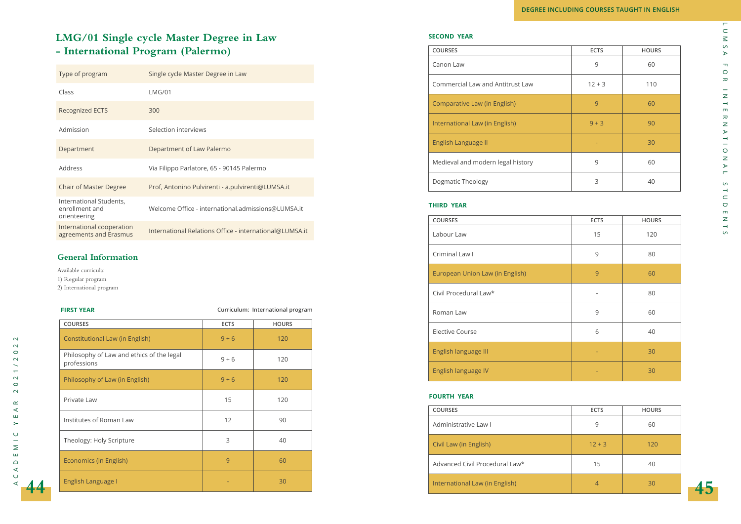## LMG/01 Single cycle Master Degree in Law - International Program (Palermo)

| | |
|---|---|
| Type of program | Single cycle Master Degree in Law |
| Class | LMG/01 |
| Recognized ECTS | 300 |
| Admission | Selection interviews |
| Department | Department of Law Palermo |
| Address | Via Filippo Parlatore, 65 - 90145 Palermo |
| Chair of Master Degree | Prof, Antonino Pulvirenti - a.pulvirenti@LUMSA.it |
| International Students, enrollment and orienteering | Welcome Office - international.admissions@LUMSA.it |
| International cooperation agreements and Erasmus | International Relations Office - international@LUMSA.it |

### General Information

Available curricula:
1) Regular program
2) International program

**FIRST YEAR** — Curriculum: International program

| COURSES | ECTS | HOURS |
|---|---|---|
| Constitutional Law (in English) | 9 + 6 | 120 |
| Philosophy of Law and ethics of the legal professions | 9 + 6 | 120 |
| Philosophy of Law (in English) | 9 + 6 | 120 |
| Private Law | 15 | 120 |
| Institutes of Roman Law | 12 | 90 |
| Theology: Holy Scripture | 3 | 40 |
| Economics (in English) | 9 | 60 |
| English Language I | - | 30 |

**SECOND YEAR**

| COURSES | ECTS | HOURS |
|---|---|---|
| Canon Law | 9 | 60 |
| Commercial Law and Antitrust Law | 12 + 3 | 110 |
| Comparative Law (in English) | 9 | 60 |
| International Law (in English) | 9 + 3 | 90 |
| English Language II | - | 30 |
| Medieval and modern legal history | 9 | 60 |
| Dogmatic Theology | 3 | 40 |

**THIRD YEAR**

| COURSES | ECTS | HOURS |
|---|---|---|
| Labour Law | 15 | 120 |
| Criminal Law I | 9 | 80 |
| European Union Law (in English) | 9 | 60 |
| Civil Procedural Law* | - | 80 |
| Roman Law | 9 | 60 |
| Elective Course | 6 | 40 |
| English language III | - | 30 |
| English language IV | - | 30 |

**FOURTH YEAR**

| COURSES | ECTS | HOURS |
|---|---|---|
| Administrative Law I | 9 | 60 |
| Civil Law (in English) | 12 + 3 | 120 |
| Advanced Civil Procedural Law* | 15 | 40 |
| International Law (in English) | 4 | 30 |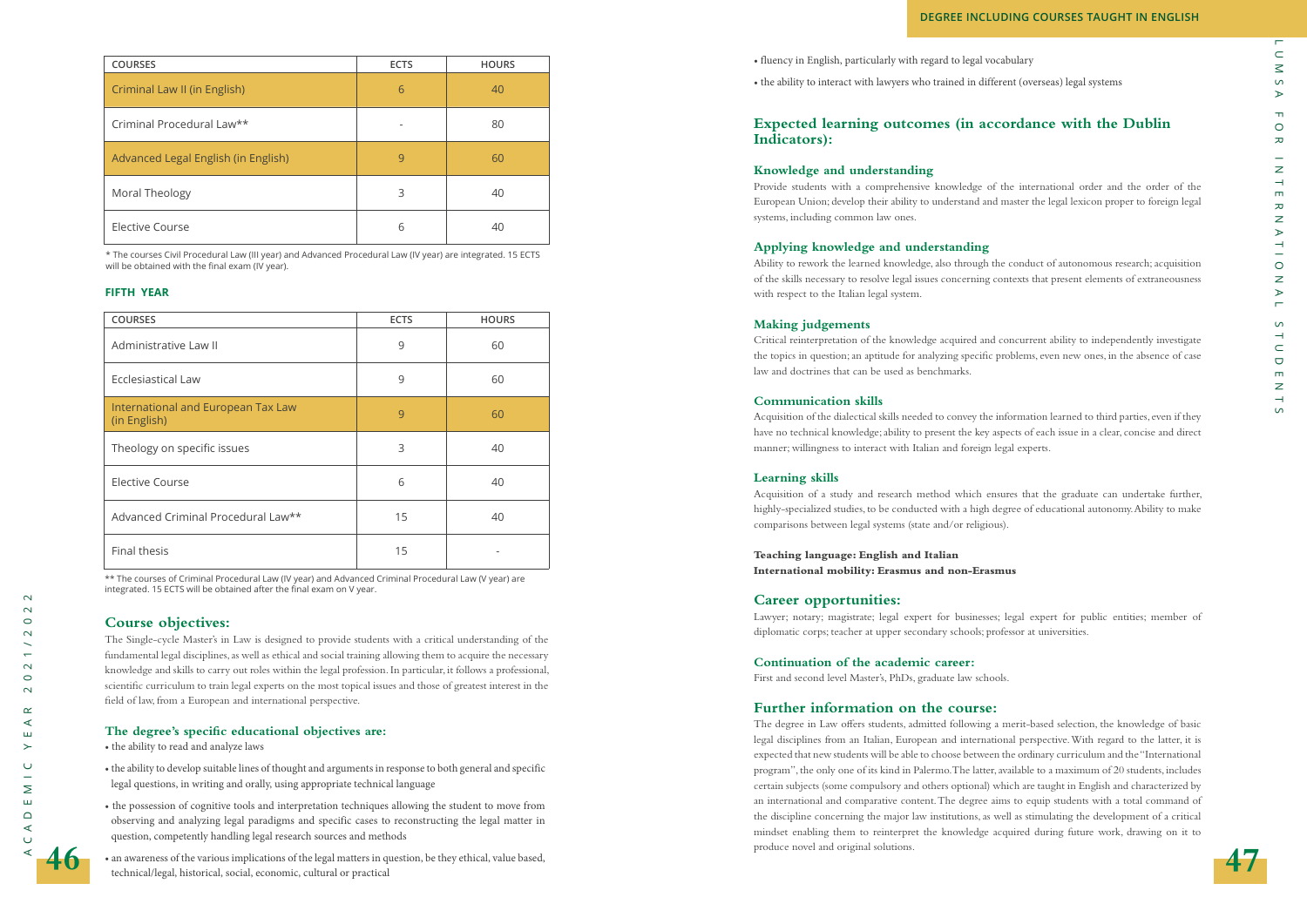| COURSES | ECTS | HOURS |
|---|---|---|
| Criminal Law II (in English) | 6 | 40 |
| Criminal Procedural Law** | - | 80 |
| Advanced Legal English (in English) | 9 | 60 |
| Moral Theology | 3 | 40 |
| Elective Course | 6 | 40 |

* The courses Civil Procedural Law (III year) and Advanced Procedural Law (IV year) are integrated. 15 ECTS will be obtained with the final exam (IV year).

**FIFTH YEAR**

| COURSES | ECTS | HOURS |
|---|---|---|
| Administrative Law II | 9 | 60 |
| Ecclesiastical Law | 9 | 60 |
| International and European Tax Law (in English) | 9 | 60 |
| Theology on specific issues | 3 | 40 |
| Elective Course | 6 | 40 |
| Advanced Criminal Procedural Law** | 15 | 40 |
| Final thesis | 15 | - |

** The courses of Criminal Procedural Law (IV year) and Advanced Criminal Procedural Law (V year) are integrated. 15 ECTS will be obtained after the final exam on V year.

## Course objectives:

The Single-cycle Master's in Law is designed to provide students with a critical understanding of the fundamental legal disciplines, as well as ethical and social training allowing them to acquire the necessary knowledge and skills to carry out roles within the legal profession. In particular, it follows a professional, scientific curriculum to train legal experts on the most topical issues and those of greatest interest in the field of law, from a European and international perspective.

### The degree's specific educational objectives are:

- the ability to read and analyze laws
- the ability to develop suitable lines of thought and arguments in response to both general and specific legal questions, in writing and orally, using appropriate technical language
- the possession of cognitive tools and interpretation techniques allowing the student to move from observing and analyzing legal paradigms and specific cases to reconstructing the legal matter in question, competently handling legal research sources and methods
- an awareness of the various implications of the legal matters in question, be they ethical, value based, technical/legal, historical, social, economic, cultural or practical
- fluency in English, particularly with regard to legal vocabulary
- the ability to interact with lawyers who trained in different (overseas) legal systems

## Expected learning outcomes (in accordance with the Dublin Indicators):

### Knowledge and understanding

Provide students with a comprehensive knowledge of the international order and the order of the European Union; develop their ability to understand and master the legal lexicon proper to foreign legal systems, including common law ones.

### Applying knowledge and understanding

Ability to rework the learned knowledge, also through the conduct of autonomous research; acquisition of the skills necessary to resolve legal issues concerning contexts that present elements of extraneousness with respect to the Italian legal system.

### Making judgements

Critical reinterpretation of the knowledge acquired and concurrent ability to independently investigate the topics in question; an aptitude for analyzing specific problems, even new ones, in the absence of case law and doctrines that can be used as benchmarks.

### Communication skills

Acquisition of the dialectical skills needed to convey the information learned to third parties, even if they have no technical knowledge; ability to present the key aspects of each issue in a clear, concise and direct manner; willingness to interact with Italian and foreign legal experts.

### Learning skills

Acquisition of a study and research method which ensures that the graduate can undertake further, highly-specialized studies, to be conducted with a high degree of educational autonomy. Ability to make comparisons between legal systems (state and/or religious).

**Teaching language: English and Italian**
**International mobility: Erasmus and non-Erasmus**

## Career opportunities:

Lawyer; notary; magistrate; legal expert for businesses; legal expert for public entities; member of diplomatic corps; teacher at upper secondary schools; professor at universities.

### Continuation of the academic career:

First and second level Master's, PhDs, graduate law schools.

## Further information on the course:

The degree in Law offers students, admitted following a merit-based selection, the knowledge of basic legal disciplines from an Italian, European and international perspective. With regard to the latter, it is expected that new students will be able to choose between the ordinary curriculum and the "International program", the only one of its kind in Palermo. The latter, available to a maximum of 20 students, includes certain subjects (some compulsory and others optional) which are taught in English and characterized by an international and comparative content. The degree aims to equip students with a total command of the discipline concerning the major law institutions, as well as stimulating the development of a critical mindset enabling them to reinterpret the knowledge acquired during future work, drawing on it to produce novel and original solutions.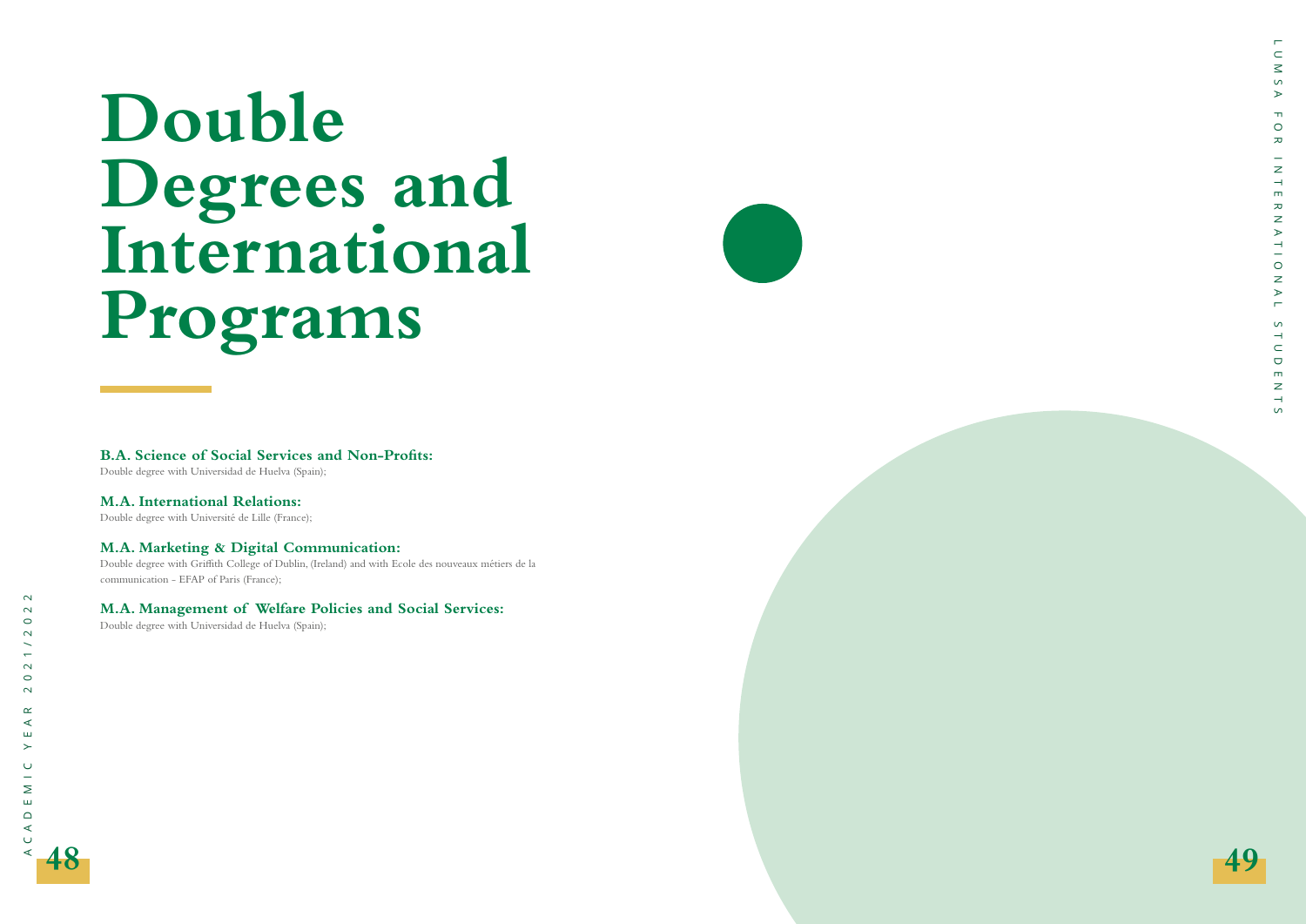# Double Degrees and International Programs

**B.A. Science of Social Services and Non-Profits:**
Double degree with Universidad de Huelva (Spain);

**M.A. International Relations:**
Double degree with Université de Lille (France);

**M.A. Marketing & Digital Communication:**
Double degree with Griffith College of Dublin, (Ireland) and with Ecole des nouveaux métiers de la communication - EFAP of Paris (France);

**M.A. Management of Welfare Policies and Social Services:**
Double degree with Universidad de Huelva (Spain);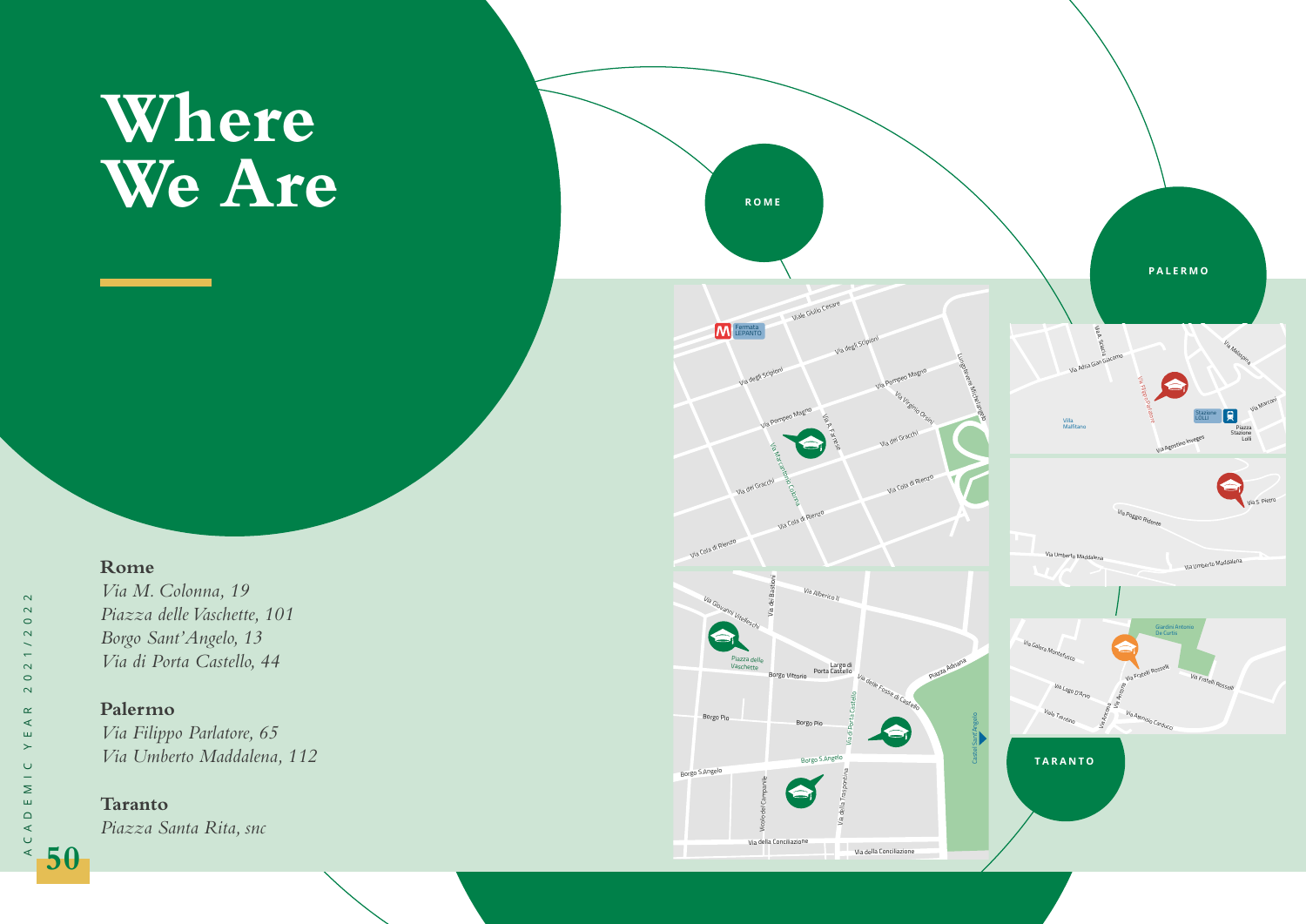# Where We Are

**Rome**
*Via M. Colonna, 19*
*Piazza delle Vaschette, 101*
*Borgo Sant'Angelo, 13*
*Via di Porta Castello, 44*

**Palermo**
*Via Filippo Parlatore, 65*
*Via Umberto Maddalena, 112*

**Taranto**
*Piazza Santa Rita, snc*

ROME

PALERMO

TARANTO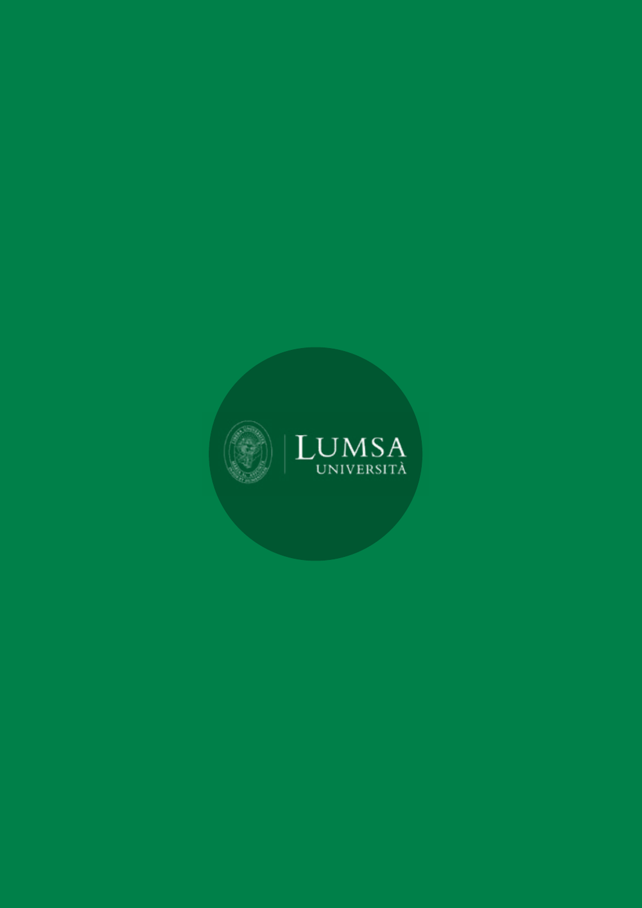LUMSA
UNIVERSITÀ